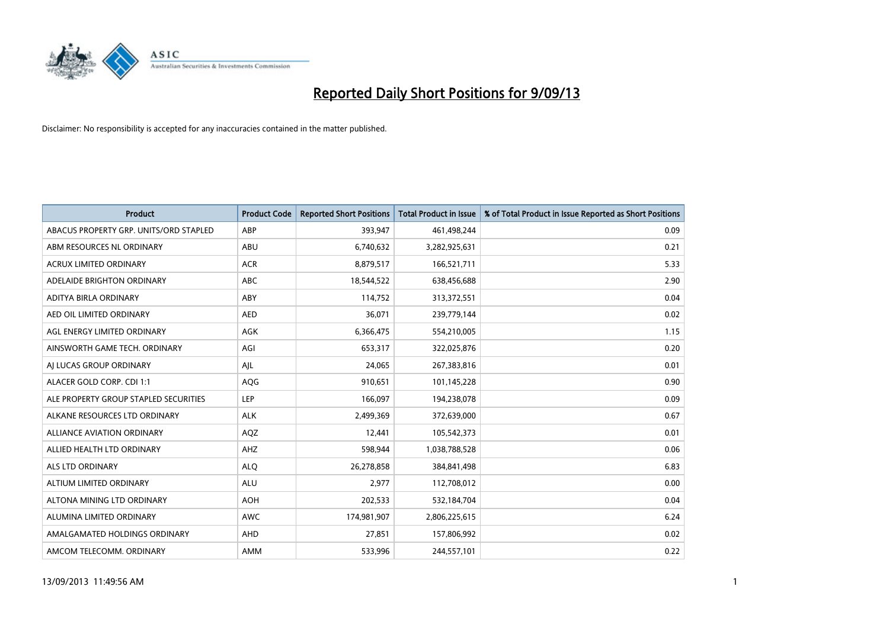# Reported Daily Short Positions for 9/09/13

Disclaimer: No responsibility is accepted for any inaccuracies contained in the matter published.

| Product | Product Code | Reported Short Positions | Total Product in Issue | % of Total Product in Issue Reported as Short Positions |
|---|---|---|---|---|
| ABACUS PROPERTY GRP. UNITS/ORD STAPLED | ABP | 393,947 | 461,498,244 | 0.09 |
| ABM RESOURCES NL ORDINARY | ABU | 6,740,632 | 3,282,925,631 | 0.21 |
| ACRUX LIMITED ORDINARY | ACR | 8,879,517 | 166,521,711 | 5.33 |
| ADELAIDE BRIGHTON ORDINARY | ABC | 18,544,522 | 638,456,688 | 2.90 |
| ADITYA BIRLA ORDINARY | ABY | 114,752 | 313,372,551 | 0.04 |
| AED OIL LIMITED ORDINARY | AED | 36,071 | 239,779,144 | 0.02 |
| AGL ENERGY LIMITED ORDINARY | AGK | 6,366,475 | 554,210,005 | 1.15 |
| AINSWORTH GAME TECH. ORDINARY | AGI | 653,317 | 322,025,876 | 0.20 |
| AJ LUCAS GROUP ORDINARY | AJL | 24,065 | 267,383,816 | 0.01 |
| ALACER GOLD CORP. CDI 1:1 | AQG | 910,651 | 101,145,228 | 0.90 |
| ALE PROPERTY GROUP STAPLED SECURITIES | LEP | 166,097 | 194,238,078 | 0.09 |
| ALKANE RESOURCES LTD ORDINARY | ALK | 2,499,369 | 372,639,000 | 0.67 |
| ALLIANCE AVIATION ORDINARY | AQZ | 12,441 | 105,542,373 | 0.01 |
| ALLIED HEALTH LTD ORDINARY | AHZ | 598,944 | 1,038,788,528 | 0.06 |
| ALS LTD ORDINARY | ALQ | 26,278,858 | 384,841,498 | 6.83 |
| ALTIUM LIMITED ORDINARY | ALU | 2,977 | 112,708,012 | 0.00 |
| ALTONA MINING LTD ORDINARY | AOH | 202,533 | 532,184,704 | 0.04 |
| ALUMINA LIMITED ORDINARY | AWC | 174,981,907 | 2,806,225,615 | 6.24 |
| AMALGAMATED HOLDINGS ORDINARY | AHD | 27,851 | 157,806,992 | 0.02 |
| AMCOM TELECOMM. ORDINARY | AMM | 533,996 | 244,557,101 | 0.22 |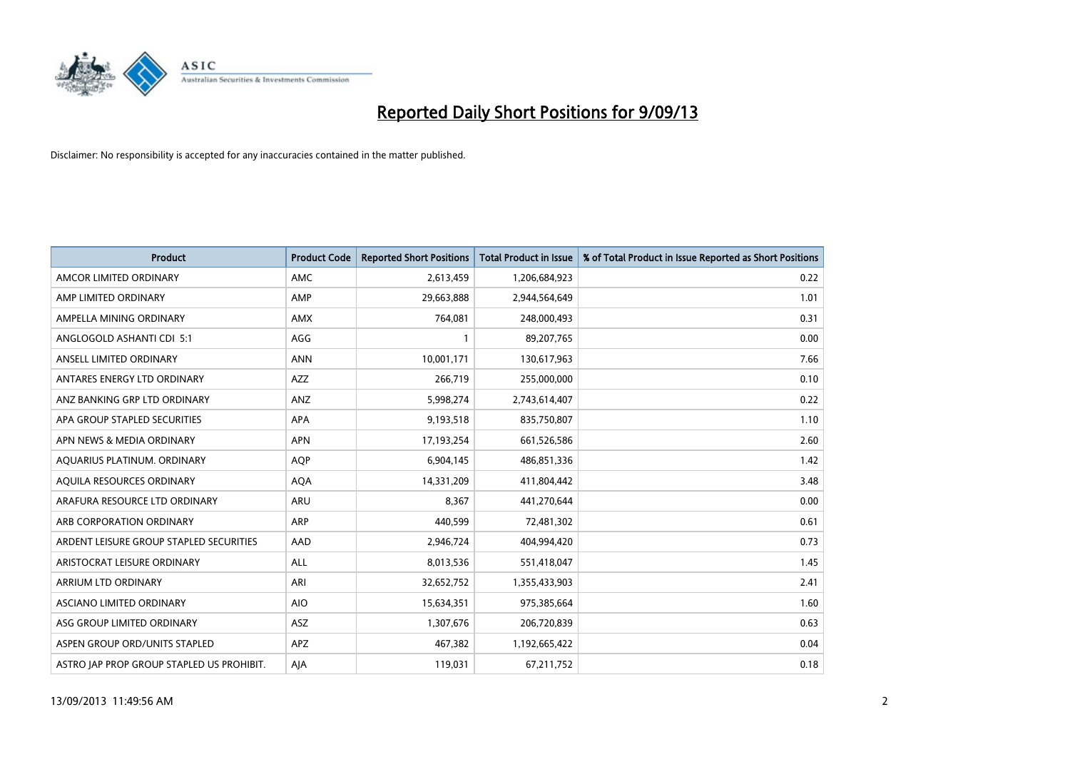# Reported Daily Short Positions for 9/09/13

Disclaimer: No responsibility is accepted for any inaccuracies contained in the matter published.

| Product | Product Code | Reported Short Positions | Total Product in Issue | % of Total Product in Issue Reported as Short Positions |
|---|---|---|---|---|
| AMCOR LIMITED ORDINARY | AMC | 2,613,459 | 1,206,684,923 | 0.22 |
| AMP LIMITED ORDINARY | AMP | 29,663,888 | 2,944,564,649 | 1.01 |
| AMPELLA MINING ORDINARY | AMX | 764,081 | 248,000,493 | 0.31 |
| ANGLOGOLD ASHANTI CDI 5:1 | AGG | 1 | 89,207,765 | 0.00 |
| ANSELL LIMITED ORDINARY | ANN | 10,001,171 | 130,617,963 | 7.66 |
| ANTARES ENERGY LTD ORDINARY | AZZ | 266,719 | 255,000,000 | 0.10 |
| ANZ BANKING GRP LTD ORDINARY | ANZ | 5,998,274 | 2,743,614,407 | 0.22 |
| APA GROUP STAPLED SECURITIES | APA | 9,193,518 | 835,750,807 | 1.10 |
| APN NEWS & MEDIA ORDINARY | APN | 17,193,254 | 661,526,586 | 2.60 |
| AQUARIUS PLATINUM. ORDINARY | AQP | 6,904,145 | 486,851,336 | 1.42 |
| AQUILA RESOURCES ORDINARY | AQA | 14,331,209 | 411,804,442 | 3.48 |
| ARAFURA RESOURCE LTD ORDINARY | ARU | 8,367 | 441,270,644 | 0.00 |
| ARB CORPORATION ORDINARY | ARP | 440,599 | 72,481,302 | 0.61 |
| ARDENT LEISURE GROUP STAPLED SECURITIES | AAD | 2,946,724 | 404,994,420 | 0.73 |
| ARISTOCRAT LEISURE ORDINARY | ALL | 8,013,536 | 551,418,047 | 1.45 |
| ARRIUM LTD ORDINARY | ARI | 32,652,752 | 1,355,433,903 | 2.41 |
| ASCIANO LIMITED ORDINARY | AIO | 15,634,351 | 975,385,664 | 1.60 |
| ASG GROUP LIMITED ORDINARY | ASZ | 1,307,676 | 206,720,839 | 0.63 |
| ASPEN GROUP ORD/UNITS STAPLED | APZ | 467,382 | 1,192,665,422 | 0.04 |
| ASTRO JAP PROP GROUP STAPLED US PROHIBIT. | AJA | 119,031 | 67,211,752 | 0.18 |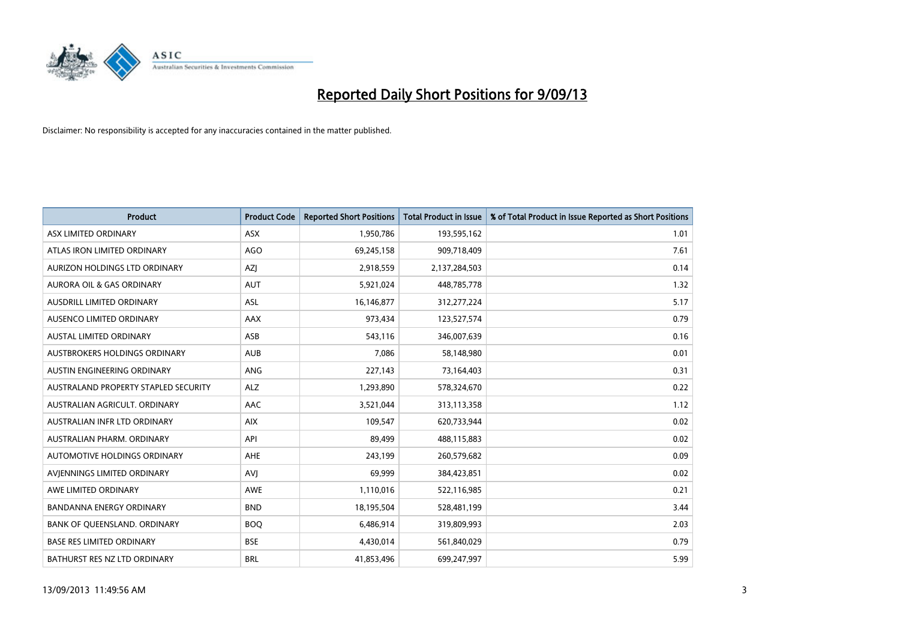# Reported Daily Short Positions for 9/09/13

Disclaimer: No responsibility is accepted for any inaccuracies contained in the matter published.

| Product | Product Code | Reported Short Positions | Total Product in Issue | % of Total Product in Issue Reported as Short Positions |
| --- | --- | --- | --- | --- |
| ASX LIMITED ORDINARY | ASX | 1,950,786 | 193,595,162 | 1.01 |
| ATLAS IRON LIMITED ORDINARY | AGO | 69,245,158 | 909,718,409 | 7.61 |
| AURIZON HOLDINGS LTD ORDINARY | AZJ | 2,918,559 | 2,137,284,503 | 0.14 |
| AURORA OIL & GAS ORDINARY | AUT | 5,921,024 | 448,785,778 | 1.32 |
| AUSDRILL LIMITED ORDINARY | ASL | 16,146,877 | 312,277,224 | 5.17 |
| AUSENCO LIMITED ORDINARY | AAX | 973,434 | 123,527,574 | 0.79 |
| AUSTAL LIMITED ORDINARY | ASB | 543,116 | 346,007,639 | 0.16 |
| AUSTBROKERS HOLDINGS ORDINARY | AUB | 7,086 | 58,148,980 | 0.01 |
| AUSTIN ENGINEERING ORDINARY | ANG | 227,143 | 73,164,403 | 0.31 |
| AUSTRALAND PROPERTY STAPLED SECURITY | ALZ | 1,293,890 | 578,324,670 | 0.22 |
| AUSTRALIAN AGRICULT. ORDINARY | AAC | 3,521,044 | 313,113,358 | 1.12 |
| AUSTRALIAN INFR LTD ORDINARY | AIX | 109,547 | 620,733,944 | 0.02 |
| AUSTRALIAN PHARM. ORDINARY | API | 89,499 | 488,115,883 | 0.02 |
| AUTOMOTIVE HOLDINGS ORDINARY | AHE | 243,199 | 260,579,682 | 0.09 |
| AVJENNINGS LIMITED ORDINARY | AVJ | 69,999 | 384,423,851 | 0.02 |
| AWE LIMITED ORDINARY | AWE | 1,110,016 | 522,116,985 | 0.21 |
| BANDANNA ENERGY ORDINARY | BND | 18,195,504 | 528,481,199 | 3.44 |
| BANK OF QUEENSLAND. ORDINARY | BOQ | 6,486,914 | 319,809,993 | 2.03 |
| BASE RES LIMITED ORDINARY | BSE | 4,430,014 | 561,840,029 | 0.79 |
| BATHURST RES NZ LTD ORDINARY | BRL | 41,853,496 | 699,247,997 | 5.99 |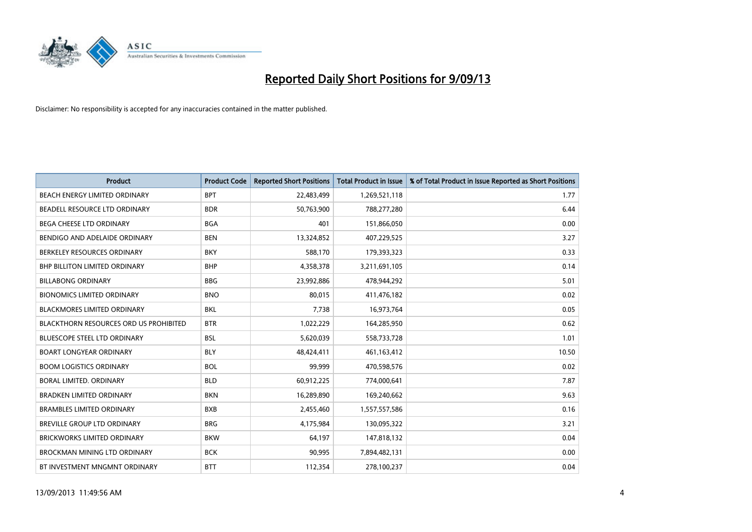# Reported Daily Short Positions for 9/09/13

Disclaimer: No responsibility is accepted for any inaccuracies contained in the matter published.

| Product | Product Code | Reported Short Positions | Total Product in Issue | % of Total Product in Issue Reported as Short Positions |
|---|---|---|---|---|
| BEACH ENERGY LIMITED ORDINARY | BPT | 22,483,499 | 1,269,521,118 | 1.77 |
| BEADELL RESOURCE LTD ORDINARY | BDR | 50,763,900 | 788,277,280 | 6.44 |
| BEGA CHEESE LTD ORDINARY | BGA | 401 | 151,866,050 | 0.00 |
| BENDIGO AND ADELAIDE ORDINARY | BEN | 13,324,852 | 407,229,525 | 3.27 |
| BERKELEY RESOURCES ORDINARY | BKY | 588,170 | 179,393,323 | 0.33 |
| BHP BILLITON LIMITED ORDINARY | BHP | 4,358,378 | 3,211,691,105 | 0.14 |
| BILLABONG ORDINARY | BBG | 23,992,886 | 478,944,292 | 5.01 |
| BIONOMICS LIMITED ORDINARY | BNO | 80,015 | 411,476,182 | 0.02 |
| BLACKMORES LIMITED ORDINARY | BKL | 7,738 | 16,973,764 | 0.05 |
| BLACKTHORN RESOURCES ORD US PROHIBITED | BTR | 1,022,229 | 164,285,950 | 0.62 |
| BLUESCOPE STEEL LTD ORDINARY | BSL | 5,620,039 | 558,733,728 | 1.01 |
| BOART LONGYEAR ORDINARY | BLY | 48,424,411 | 461,163,412 | 10.50 |
| BOOM LOGISTICS ORDINARY | BOL | 99,999 | 470,598,576 | 0.02 |
| BORAL LIMITED. ORDINARY | BLD | 60,912,225 | 774,000,641 | 7.87 |
| BRADKEN LIMITED ORDINARY | BKN | 16,289,890 | 169,240,662 | 9.63 |
| BRAMBLES LIMITED ORDINARY | BXB | 2,455,460 | 1,557,557,586 | 0.16 |
| BREVILLE GROUP LTD ORDINARY | BRG | 4,175,984 | 130,095,322 | 3.21 |
| BRICKWORKS LIMITED ORDINARY | BKW | 64,197 | 147,818,132 | 0.04 |
| BROCKMAN MINING LTD ORDINARY | BCK | 90,995 | 7,894,482,131 | 0.00 |
| BT INVESTMENT MNGMNT ORDINARY | BTT | 112,354 | 278,100,237 | 0.04 |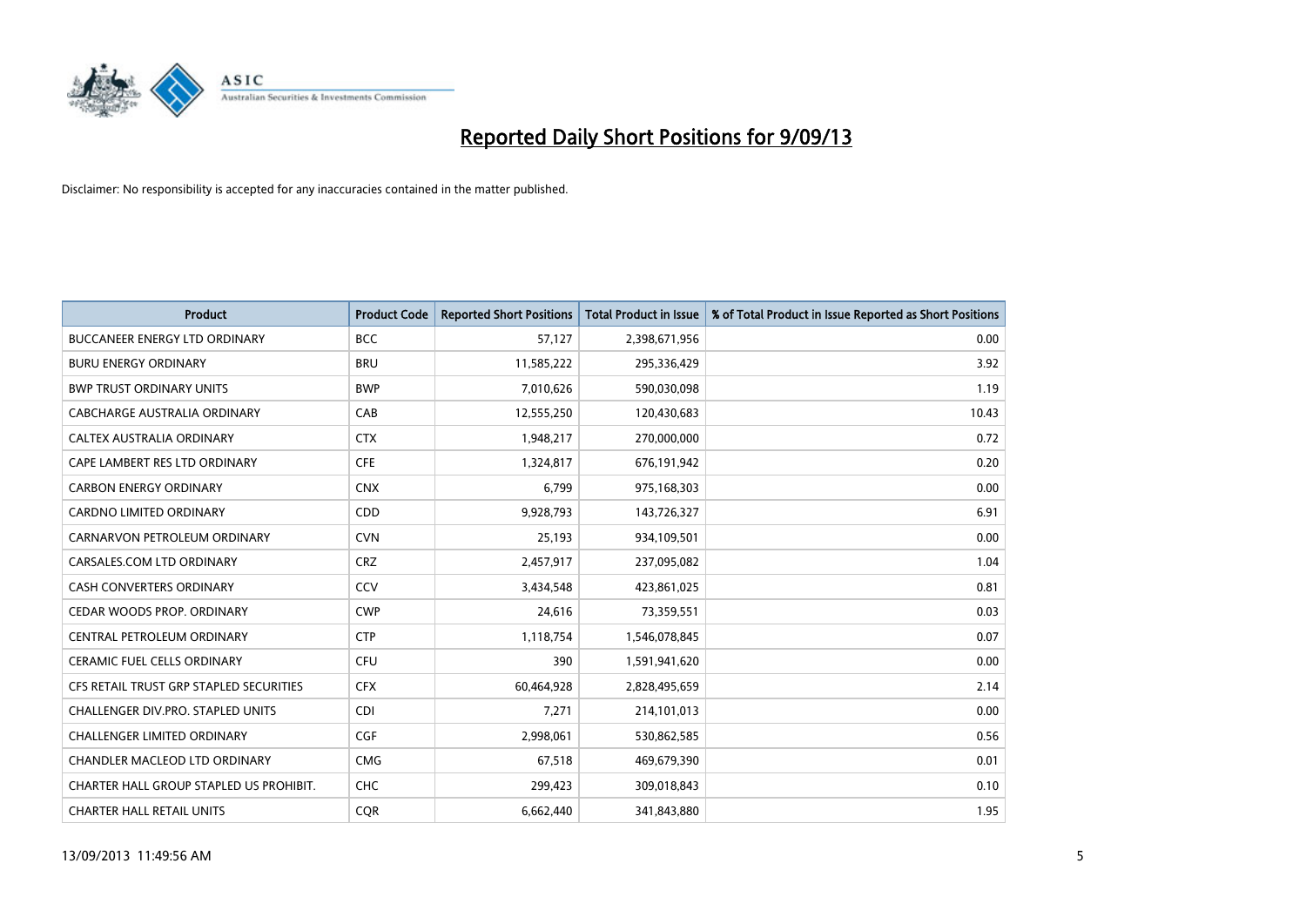# Reported Daily Short Positions for 9/09/13

Disclaimer: No responsibility is accepted for any inaccuracies contained in the matter published.

| Product | Product Code | Reported Short Positions | Total Product in Issue | % of Total Product in Issue Reported as Short Positions |
|---|---|---|---|---|
| BUCCANEER ENERGY LTD ORDINARY | BCC | 57,127 | 2,398,671,956 | 0.00 |
| BURU ENERGY ORDINARY | BRU | 11,585,222 | 295,336,429 | 3.92 |
| BWP TRUST ORDINARY UNITS | BWP | 7,010,626 | 590,030,098 | 1.19 |
| CABCHARGE AUSTRALIA ORDINARY | CAB | 12,555,250 | 120,430,683 | 10.43 |
| CALTEX AUSTRALIA ORDINARY | CTX | 1,948,217 | 270,000,000 | 0.72 |
| CAPE LAMBERT RES LTD ORDINARY | CFE | 1,324,817 | 676,191,942 | 0.20 |
| CARBON ENERGY ORDINARY | CNX | 6,799 | 975,168,303 | 0.00 |
| CARDNO LIMITED ORDINARY | CDD | 9,928,793 | 143,726,327 | 6.91 |
| CARNARVON PETROLEUM ORDINARY | CVN | 25,193 | 934,109,501 | 0.00 |
| CARSALES.COM LTD ORDINARY | CRZ | 2,457,917 | 237,095,082 | 1.04 |
| CASH CONVERTERS ORDINARY | CCV | 3,434,548 | 423,861,025 | 0.81 |
| CEDAR WOODS PROP. ORDINARY | CWP | 24,616 | 73,359,551 | 0.03 |
| CENTRAL PETROLEUM ORDINARY | CTP | 1,118,754 | 1,546,078,845 | 0.07 |
| CERAMIC FUEL CELLS ORDINARY | CFU | 390 | 1,591,941,620 | 0.00 |
| CFS RETAIL TRUST GRP STAPLED SECURITIES | CFX | 60,464,928 | 2,828,495,659 | 2.14 |
| CHALLENGER DIV.PRO. STAPLED UNITS | CDI | 7,271 | 214,101,013 | 0.00 |
| CHALLENGER LIMITED ORDINARY | CGF | 2,998,061 | 530,862,585 | 0.56 |
| CHANDLER MACLEOD LTD ORDINARY | CMG | 67,518 | 469,679,390 | 0.01 |
| CHARTER HALL GROUP STAPLED US PROHIBIT. | CHC | 299,423 | 309,018,843 | 0.10 |
| CHARTER HALL RETAIL UNITS | CQR | 6,662,440 | 341,843,880 | 1.95 |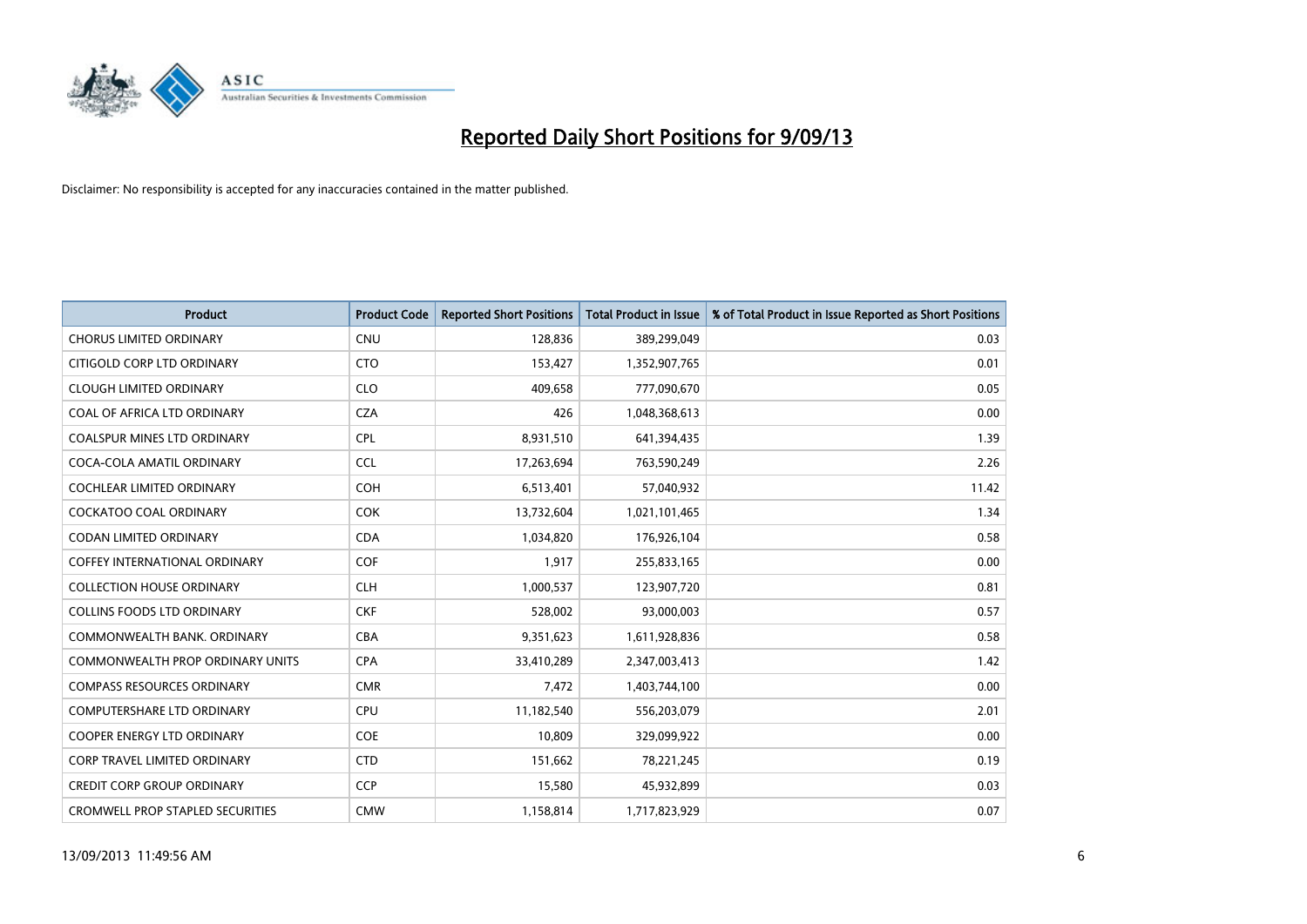# Reported Daily Short Positions for 9/09/13

Disclaimer: No responsibility is accepted for any inaccuracies contained in the matter published.

| Product | Product Code | Reported Short Positions | Total Product in Issue | % of Total Product in Issue Reported as Short Positions |
|---|---|---|---|---|
| CHORUS LIMITED ORDINARY | CNU | 128,836 | 389,299,049 | 0.03 |
| CITIGOLD CORP LTD ORDINARY | CTO | 153,427 | 1,352,907,765 | 0.01 |
| CLOUGH LIMITED ORDINARY | CLO | 409,658 | 777,090,670 | 0.05 |
| COAL OF AFRICA LTD ORDINARY | CZA | 426 | 1,048,368,613 | 0.00 |
| COALSPUR MINES LTD ORDINARY | CPL | 8,931,510 | 641,394,435 | 1.39 |
| COCA-COLA AMATIL ORDINARY | CCL | 17,263,694 | 763,590,249 | 2.26 |
| COCHLEAR LIMITED ORDINARY | COH | 6,513,401 | 57,040,932 | 11.42 |
| COCKATOO COAL ORDINARY | COK | 13,732,604 | 1,021,101,465 | 1.34 |
| CODAN LIMITED ORDINARY | CDA | 1,034,820 | 176,926,104 | 0.58 |
| COFFEY INTERNATIONAL ORDINARY | COF | 1,917 | 255,833,165 | 0.00 |
| COLLECTION HOUSE ORDINARY | CLH | 1,000,537 | 123,907,720 | 0.81 |
| COLLINS FOODS LTD ORDINARY | CKF | 528,002 | 93,000,003 | 0.57 |
| COMMONWEALTH BANK. ORDINARY | CBA | 9,351,623 | 1,611,928,836 | 0.58 |
| COMMONWEALTH PROP ORDINARY UNITS | CPA | 33,410,289 | 2,347,003,413 | 1.42 |
| COMPASS RESOURCES ORDINARY | CMR | 7,472 | 1,403,744,100 | 0.00 |
| COMPUTERSHARE LTD ORDINARY | CPU | 11,182,540 | 556,203,079 | 2.01 |
| COOPER ENERGY LTD ORDINARY | COE | 10,809 | 329,099,922 | 0.00 |
| CORP TRAVEL LIMITED ORDINARY | CTD | 151,662 | 78,221,245 | 0.19 |
| CREDIT CORP GROUP ORDINARY | CCP | 15,580 | 45,932,899 | 0.03 |
| CROMWELL PROP STAPLED SECURITIES | CMW | 1,158,814 | 1,717,823,929 | 0.07 |

13/09/2013 11:49:56 AM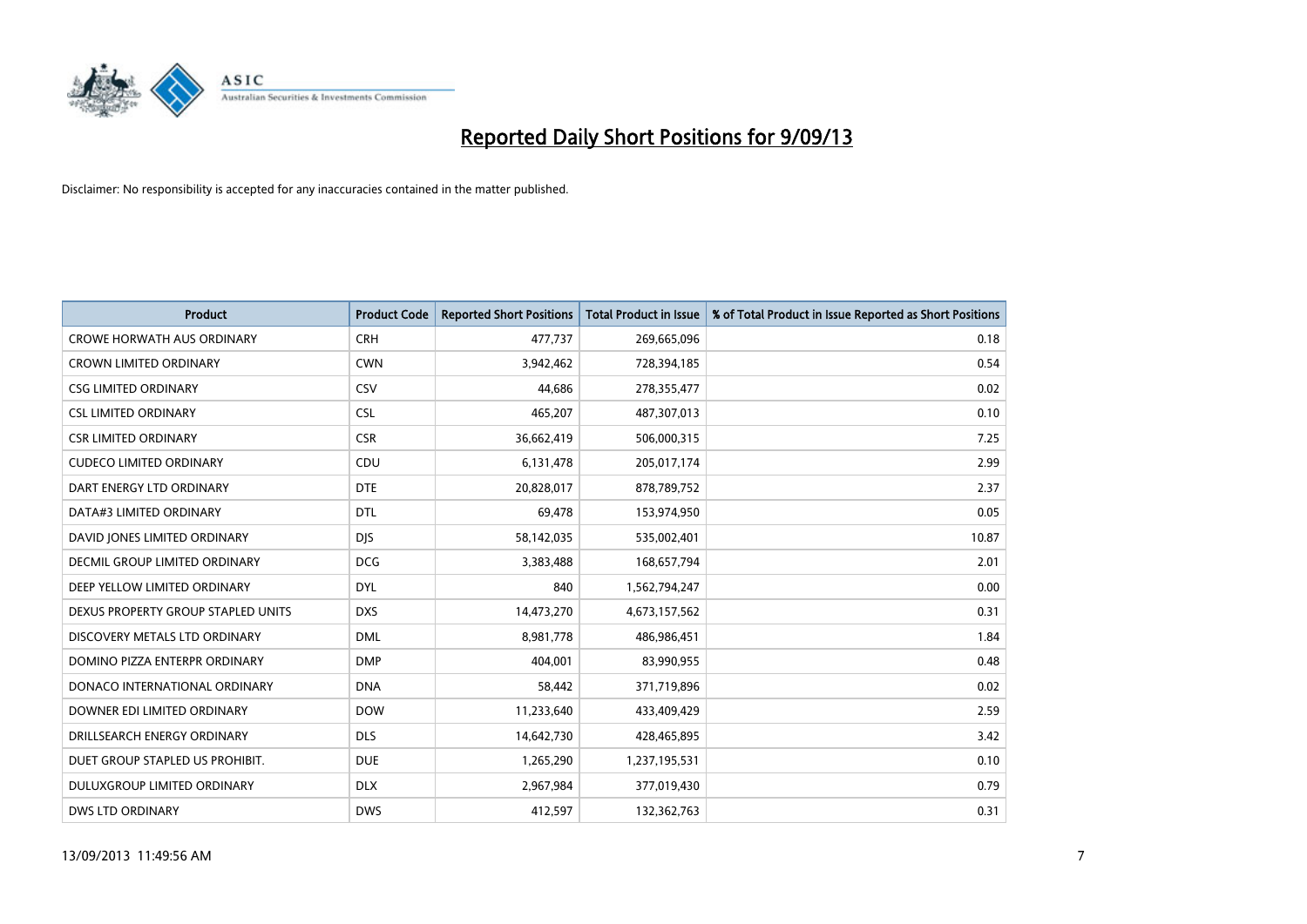# Reported Daily Short Positions for 9/09/13

Disclaimer: No responsibility is accepted for any inaccuracies contained in the matter published.

| Product | Product Code | Reported Short Positions | Total Product in Issue | % of Total Product in Issue Reported as Short Positions |
|---|---|---|---|---|
| CROWE HORWATH AUS ORDINARY | CRH | 477,737 | 269,665,096 | 0.18 |
| CROWN LIMITED ORDINARY | CWN | 3,942,462 | 728,394,185 | 0.54 |
| CSG LIMITED ORDINARY | CSV | 44,686 | 278,355,477 | 0.02 |
| CSL LIMITED ORDINARY | CSL | 465,207 | 487,307,013 | 0.10 |
| CSR LIMITED ORDINARY | CSR | 36,662,419 | 506,000,315 | 7.25 |
| CUDECO LIMITED ORDINARY | CDU | 6,131,478 | 205,017,174 | 2.99 |
| DART ENERGY LTD ORDINARY | DTE | 20,828,017 | 878,789,752 | 2.37 |
| DATA#3 LIMITED ORDINARY | DTL | 69,478 | 153,974,950 | 0.05 |
| DAVID JONES LIMITED ORDINARY | DJS | 58,142,035 | 535,002,401 | 10.87 |
| DECMIL GROUP LIMITED ORDINARY | DCG | 3,383,488 | 168,657,794 | 2.01 |
| DEEP YELLOW LIMITED ORDINARY | DYL | 840 | 1,562,794,247 | 0.00 |
| DEXUS PROPERTY GROUP STAPLED UNITS | DXS | 14,473,270 | 4,673,157,562 | 0.31 |
| DISCOVERY METALS LTD ORDINARY | DML | 8,981,778 | 486,986,451 | 1.84 |
| DOMINO PIZZA ENTERPR ORDINARY | DMP | 404,001 | 83,990,955 | 0.48 |
| DONACO INTERNATIONAL ORDINARY | DNA | 58,442 | 371,719,896 | 0.02 |
| DOWNER EDI LIMITED ORDINARY | DOW | 11,233,640 | 433,409,429 | 2.59 |
| DRILLSEARCH ENERGY ORDINARY | DLS | 14,642,730 | 428,465,895 | 3.42 |
| DUET GROUP STAPLED US PROHIBIT. | DUE | 1,265,290 | 1,237,195,531 | 0.10 |
| DULUXGROUP LIMITED ORDINARY | DLX | 2,967,984 | 377,019,430 | 0.79 |
| DWS LTD ORDINARY | DWS | 412,597 | 132,362,763 | 0.31 |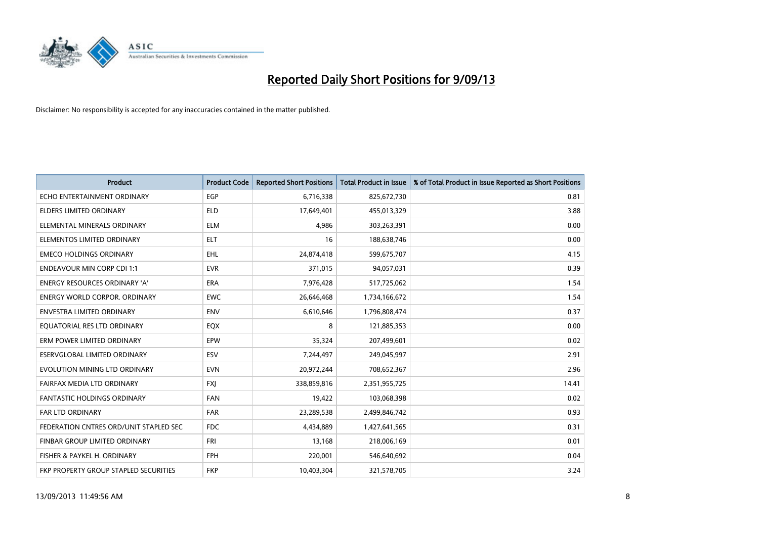# Reported Daily Short Positions for 9/09/13

Disclaimer: No responsibility is accepted for any inaccuracies contained in the matter published.

| Product | Product Code | Reported Short Positions | Total Product in Issue | % of Total Product in Issue Reported as Short Positions |
|---|---|---|---|---|
| ECHO ENTERTAINMENT ORDINARY | EGP | 6,716,338 | 825,672,730 | 0.81 |
| ELDERS LIMITED ORDINARY | ELD | 17,649,401 | 455,013,329 | 3.88 |
| ELEMENTAL MINERALS ORDINARY | ELM | 4,986 | 303,263,391 | 0.00 |
| ELEMENTOS LIMITED ORDINARY | ELT | 16 | 188,638,746 | 0.00 |
| EMECO HOLDINGS ORDINARY | EHL | 24,874,418 | 599,675,707 | 4.15 |
| ENDEAVOUR MIN CORP CDI 1:1 | EVR | 371,015 | 94,057,031 | 0.39 |
| ENERGY RESOURCES ORDINARY 'A' | ERA | 7,976,428 | 517,725,062 | 1.54 |
| ENERGY WORLD CORPOR. ORDINARY | EWC | 26,646,468 | 1,734,166,672 | 1.54 |
| ENVESTRA LIMITED ORDINARY | ENV | 6,610,646 | 1,796,808,474 | 0.37 |
| EQUATORIAL RES LTD ORDINARY | EQX | 8 | 121,885,353 | 0.00 |
| ERM POWER LIMITED ORDINARY | EPW | 35,324 | 207,499,601 | 0.02 |
| ESERVGLOBAL LIMITED ORDINARY | ESV | 7,244,497 | 249,045,997 | 2.91 |
| EVOLUTION MINING LTD ORDINARY | EVN | 20,972,244 | 708,652,367 | 2.96 |
| FAIRFAX MEDIA LTD ORDINARY | FXJ | 338,859,816 | 2,351,955,725 | 14.41 |
| FANTASTIC HOLDINGS ORDINARY | FAN | 19,422 | 103,068,398 | 0.02 |
| FAR LTD ORDINARY | FAR | 23,289,538 | 2,499,846,742 | 0.93 |
| FEDERATION CNTRES ORD/UNIT STAPLED SEC | FDC | 4,434,889 | 1,427,641,565 | 0.31 |
| FINBAR GROUP LIMITED ORDINARY | FRI | 13,168 | 218,006,169 | 0.01 |
| FISHER & PAYKEL H. ORDINARY | FPH | 220,001 | 546,640,692 | 0.04 |
| FKP PROPERTY GROUP STAPLED SECURITIES | FKP | 10,403,304 | 321,578,705 | 3.24 |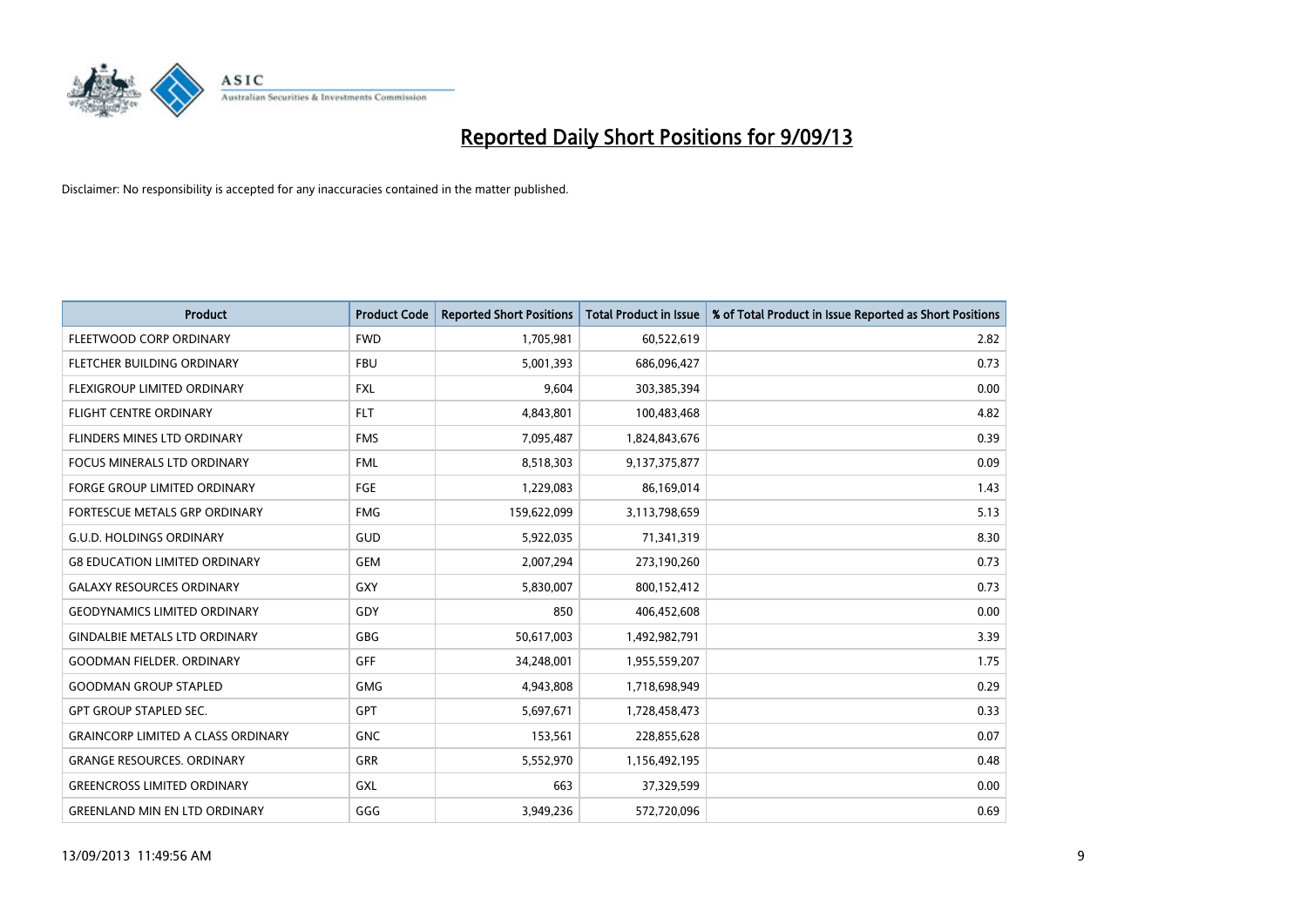# Reported Daily Short Positions for 9/09/13

Disclaimer: No responsibility is accepted for any inaccuracies contained in the matter published.

| Product | Product Code | Reported Short Positions | Total Product in Issue | % of Total Product in Issue Reported as Short Positions |
|---|---|---|---|---|
| FLEETWOOD CORP ORDINARY | FWD | 1,705,981 | 60,522,619 | 2.82 |
| FLETCHER BUILDING ORDINARY | FBU | 5,001,393 | 686,096,427 | 0.73 |
| FLEXIGROUP LIMITED ORDINARY | FXL | 9,604 | 303,385,394 | 0.00 |
| FLIGHT CENTRE ORDINARY | FLT | 4,843,801 | 100,483,468 | 4.82 |
| FLINDERS MINES LTD ORDINARY | FMS | 7,095,487 | 1,824,843,676 | 0.39 |
| FOCUS MINERALS LTD ORDINARY | FML | 8,518,303 | 9,137,375,877 | 0.09 |
| FORGE GROUP LIMITED ORDINARY | FGE | 1,229,083 | 86,169,014 | 1.43 |
| FORTESCUE METALS GRP ORDINARY | FMG | 159,622,099 | 3,113,798,659 | 5.13 |
| G.U.D. HOLDINGS ORDINARY | GUD | 5,922,035 | 71,341,319 | 8.30 |
| G8 EDUCATION LIMITED ORDINARY | GEM | 2,007,294 | 273,190,260 | 0.73 |
| GALAXY RESOURCES ORDINARY | GXY | 5,830,007 | 800,152,412 | 0.73 |
| GEODYNAMICS LIMITED ORDINARY | GDY | 850 | 406,452,608 | 0.00 |
| GINDALBIE METALS LTD ORDINARY | GBG | 50,617,003 | 1,492,982,791 | 3.39 |
| GOODMAN FIELDER. ORDINARY | GFF | 34,248,001 | 1,955,559,207 | 1.75 |
| GOODMAN GROUP STAPLED | GMG | 4,943,808 | 1,718,698,949 | 0.29 |
| GPT GROUP STAPLED SEC. | GPT | 5,697,671 | 1,728,458,473 | 0.33 |
| GRAINCORP LIMITED A CLASS ORDINARY | GNC | 153,561 | 228,855,628 | 0.07 |
| GRANGE RESOURCES. ORDINARY | GRR | 5,552,970 | 1,156,492,195 | 0.48 |
| GREENCROSS LIMITED ORDINARY | GXL | 663 | 37,329,599 | 0.00 |
| GREENLAND MIN EN LTD ORDINARY | GGG | 3,949,236 | 572,720,096 | 0.69 |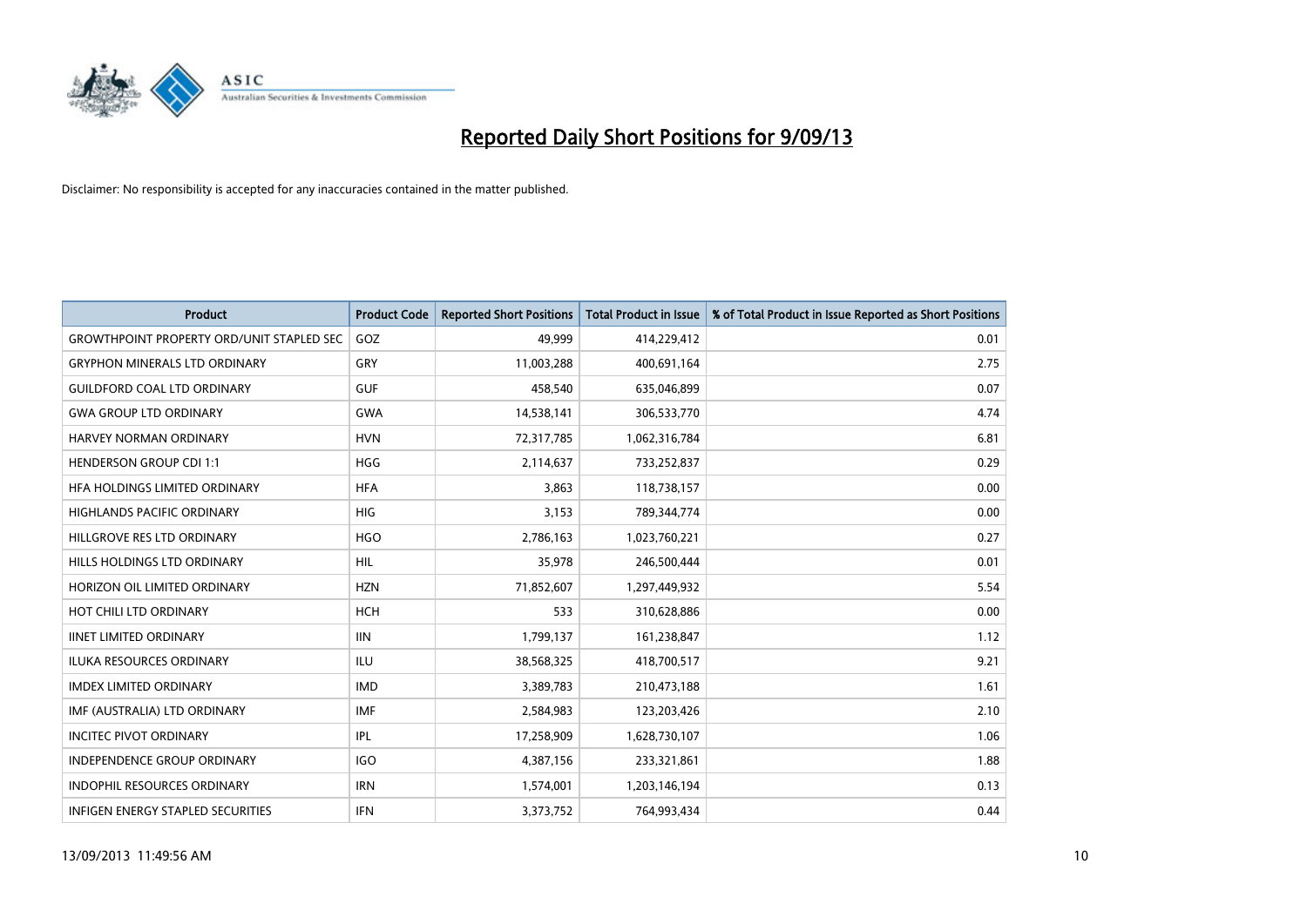# Reported Daily Short Positions for 9/09/13

Disclaimer: No responsibility is accepted for any inaccuracies contained in the matter published.

| Product | Product Code | Reported Short Positions | Total Product in Issue | % of Total Product in Issue Reported as Short Positions |
|---|---|---|---|---|
| GROWTHPOINT PROPERTY ORD/UNIT STAPLED SEC | GOZ | 49,999 | 414,229,412 | 0.01 |
| GRYPHON MINERALS LTD ORDINARY | GRY | 11,003,288 | 400,691,164 | 2.75 |
| GUILDFORD COAL LTD ORDINARY | GUF | 458,540 | 635,046,899 | 0.07 |
| GWA GROUP LTD ORDINARY | GWA | 14,538,141 | 306,533,770 | 4.74 |
| HARVEY NORMAN ORDINARY | HVN | 72,317,785 | 1,062,316,784 | 6.81 |
| HENDERSON GROUP CDI 1:1 | HGG | 2,114,637 | 733,252,837 | 0.29 |
| HFA HOLDINGS LIMITED ORDINARY | HFA | 3,863 | 118,738,157 | 0.00 |
| HIGHLANDS PACIFIC ORDINARY | HIG | 3,153 | 789,344,774 | 0.00 |
| HILLGROVE RES LTD ORDINARY | HGO | 2,786,163 | 1,023,760,221 | 0.27 |
| HILLS HOLDINGS LTD ORDINARY | HIL | 35,978 | 246,500,444 | 0.01 |
| HORIZON OIL LIMITED ORDINARY | HZN | 71,852,607 | 1,297,449,932 | 5.54 |
| HOT CHILI LTD ORDINARY | HCH | 533 | 310,628,886 | 0.00 |
| IINET LIMITED ORDINARY | IIN | 1,799,137 | 161,238,847 | 1.12 |
| ILUKA RESOURCES ORDINARY | ILU | 38,568,325 | 418,700,517 | 9.21 |
| IMDEX LIMITED ORDINARY | IMD | 3,389,783 | 210,473,188 | 1.61 |
| IMF (AUSTRALIA) LTD ORDINARY | IMF | 2,584,983 | 123,203,426 | 2.10 |
| INCITEC PIVOT ORDINARY | IPL | 17,258,909 | 1,628,730,107 | 1.06 |
| INDEPENDENCE GROUP ORDINARY | IGO | 4,387,156 | 233,321,861 | 1.88 |
| INDOPHIL RESOURCES ORDINARY | IRN | 1,574,001 | 1,203,146,194 | 0.13 |
| INFIGEN ENERGY STAPLED SECURITIES | IFN | 3,373,752 | 764,993,434 | 0.44 |

13/09/2013 11:49:56 AM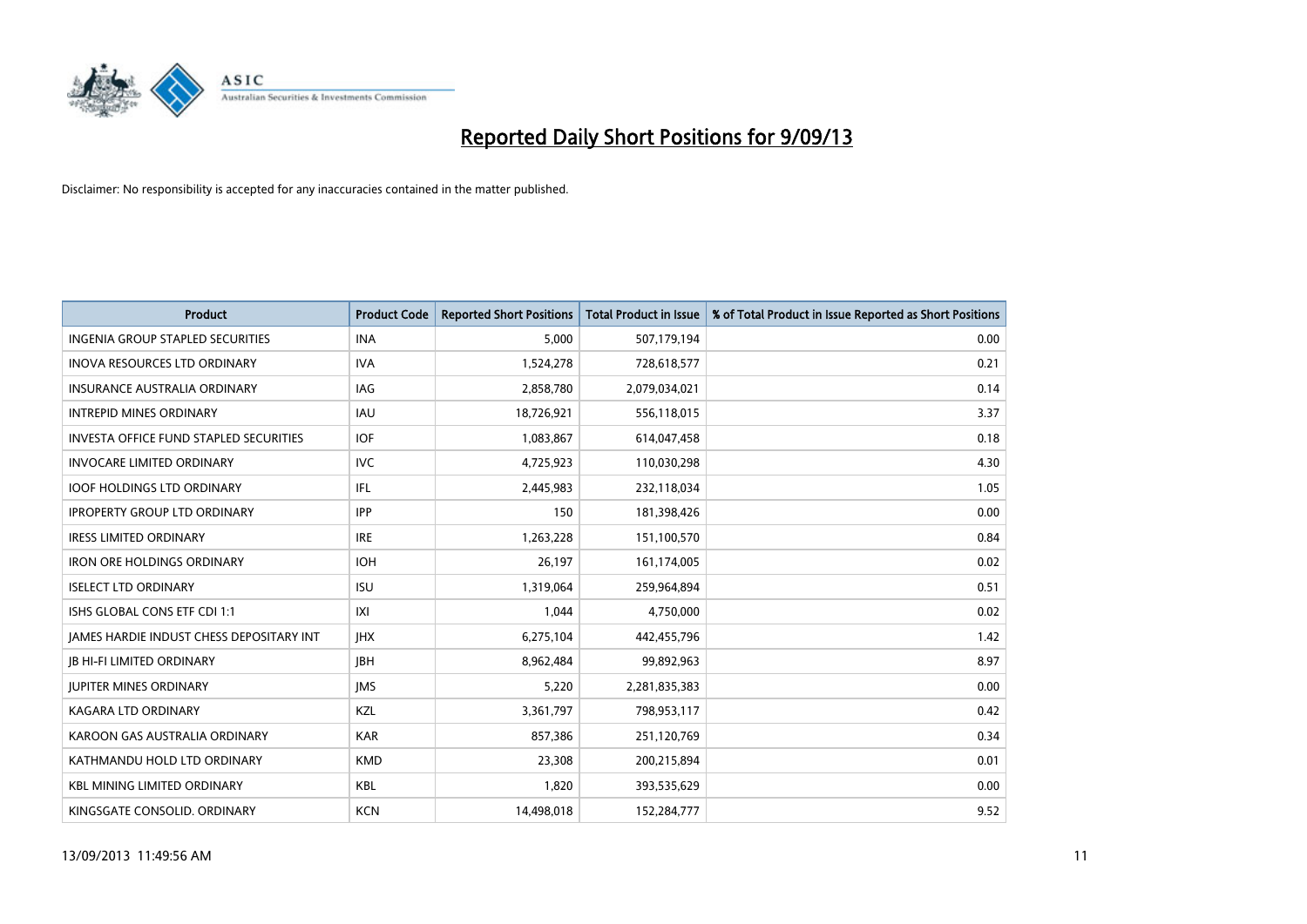# Reported Daily Short Positions for 9/09/13

Disclaimer: No responsibility is accepted for any inaccuracies contained in the matter published.

| Product | Product Code | Reported Short Positions | Total Product in Issue | % of Total Product in Issue Reported as Short Positions |
|---|---|---|---|---|
| INGENIA GROUP STAPLED SECURITIES | INA | 5,000 | 507,179,194 | 0.00 |
| INOVA RESOURCES LTD ORDINARY | IVA | 1,524,278 | 728,618,577 | 0.21 |
| INSURANCE AUSTRALIA ORDINARY | IAG | 2,858,780 | 2,079,034,021 | 0.14 |
| INTREPID MINES ORDINARY | IAU | 18,726,921 | 556,118,015 | 3.37 |
| INVESTA OFFICE FUND STAPLED SECURITIES | IOF | 1,083,867 | 614,047,458 | 0.18 |
| INVOCARE LIMITED ORDINARY | IVC | 4,725,923 | 110,030,298 | 4.30 |
| IOOF HOLDINGS LTD ORDINARY | IFL | 2,445,983 | 232,118,034 | 1.05 |
| IPROPERTY GROUP LTD ORDINARY | IPP | 150 | 181,398,426 | 0.00 |
| IRESS LIMITED ORDINARY | IRE | 1,263,228 | 151,100,570 | 0.84 |
| IRON ORE HOLDINGS ORDINARY | IOH | 26,197 | 161,174,005 | 0.02 |
| ISELECT LTD ORDINARY | ISU | 1,319,064 | 259,964,894 | 0.51 |
| ISHS GLOBAL CONS ETF CDI 1:1 | IXI | 1,044 | 4,750,000 | 0.02 |
| JAMES HARDIE INDUST CHESS DEPOSITARY INT | JHX | 6,275,104 | 442,455,796 | 1.42 |
| JB HI-FI LIMITED ORDINARY | JBH | 8,962,484 | 99,892,963 | 8.97 |
| JUPITER MINES ORDINARY | JMS | 5,220 | 2,281,835,383 | 0.00 |
| KAGARA LTD ORDINARY | KZL | 3,361,797 | 798,953,117 | 0.42 |
| KAROON GAS AUSTRALIA ORDINARY | KAR | 857,386 | 251,120,769 | 0.34 |
| KATHMANDU HOLD LTD ORDINARY | KMD | 23,308 | 200,215,894 | 0.01 |
| KBL MINING LIMITED ORDINARY | KBL | 1,820 | 393,535,629 | 0.00 |
| KINGSGATE CONSOLID. ORDINARY | KCN | 14,498,018 | 152,284,777 | 9.52 |

13/09/2013 11:49:56 AM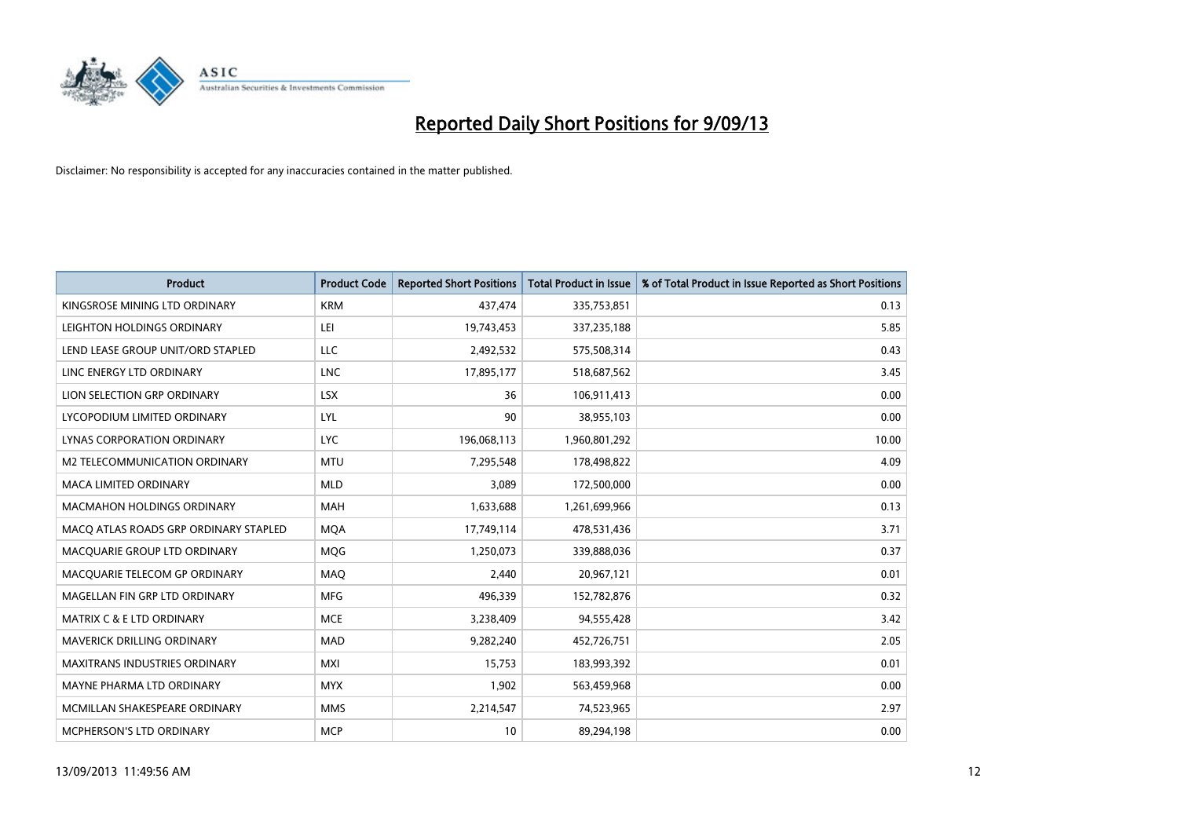# Reported Daily Short Positions for 9/09/13

Disclaimer: No responsibility is accepted for any inaccuracies contained in the matter published.

| Product | Product Code | Reported Short Positions | Total Product in Issue | % of Total Product in Issue Reported as Short Positions |
|---|---|---|---|---|
| KINGSROSE MINING LTD ORDINARY | KRM | 437,474 | 335,753,851 | 0.13 |
| LEIGHTON HOLDINGS ORDINARY | LEI | 19,743,453 | 337,235,188 | 5.85 |
| LEND LEASE GROUP UNIT/ORD STAPLED | LLC | 2,492,532 | 575,508,314 | 0.43 |
| LINC ENERGY LTD ORDINARY | LNC | 17,895,177 | 518,687,562 | 3.45 |
| LION SELECTION GRP ORDINARY | LSX | 36 | 106,911,413 | 0.00 |
| LYCOPODIUM LIMITED ORDINARY | LYL | 90 | 38,955,103 | 0.00 |
| LYNAS CORPORATION ORDINARY | LYC | 196,068,113 | 1,960,801,292 | 10.00 |
| M2 TELECOMMUNICATION ORDINARY | MTU | 7,295,548 | 178,498,822 | 4.09 |
| MACA LIMITED ORDINARY | MLD | 3,089 | 172,500,000 | 0.00 |
| MACMAHON HOLDINGS ORDINARY | MAH | 1,633,688 | 1,261,699,966 | 0.13 |
| MACQ ATLAS ROADS GRP ORDINARY STAPLED | MQA | 17,749,114 | 478,531,436 | 3.71 |
| MACQUARIE GROUP LTD ORDINARY | MQG | 1,250,073 | 339,888,036 | 0.37 |
| MACQUARIE TELECOM GP ORDINARY | MAQ | 2,440 | 20,967,121 | 0.01 |
| MAGELLAN FIN GRP LTD ORDINARY | MFG | 496,339 | 152,782,876 | 0.32 |
| MATRIX C & E LTD ORDINARY | MCE | 3,238,409 | 94,555,428 | 3.42 |
| MAVERICK DRILLING ORDINARY | MAD | 9,282,240 | 452,726,751 | 2.05 |
| MAXITRANS INDUSTRIES ORDINARY | MXI | 15,753 | 183,993,392 | 0.01 |
| MAYNE PHARMA LTD ORDINARY | MYX | 1,902 | 563,459,968 | 0.00 |
| MCMILLAN SHAKESPEARE ORDINARY | MMS | 2,214,547 | 74,523,965 | 2.97 |
| MCPHERSON'S LTD ORDINARY | MCP | 10 | 89,294,198 | 0.00 |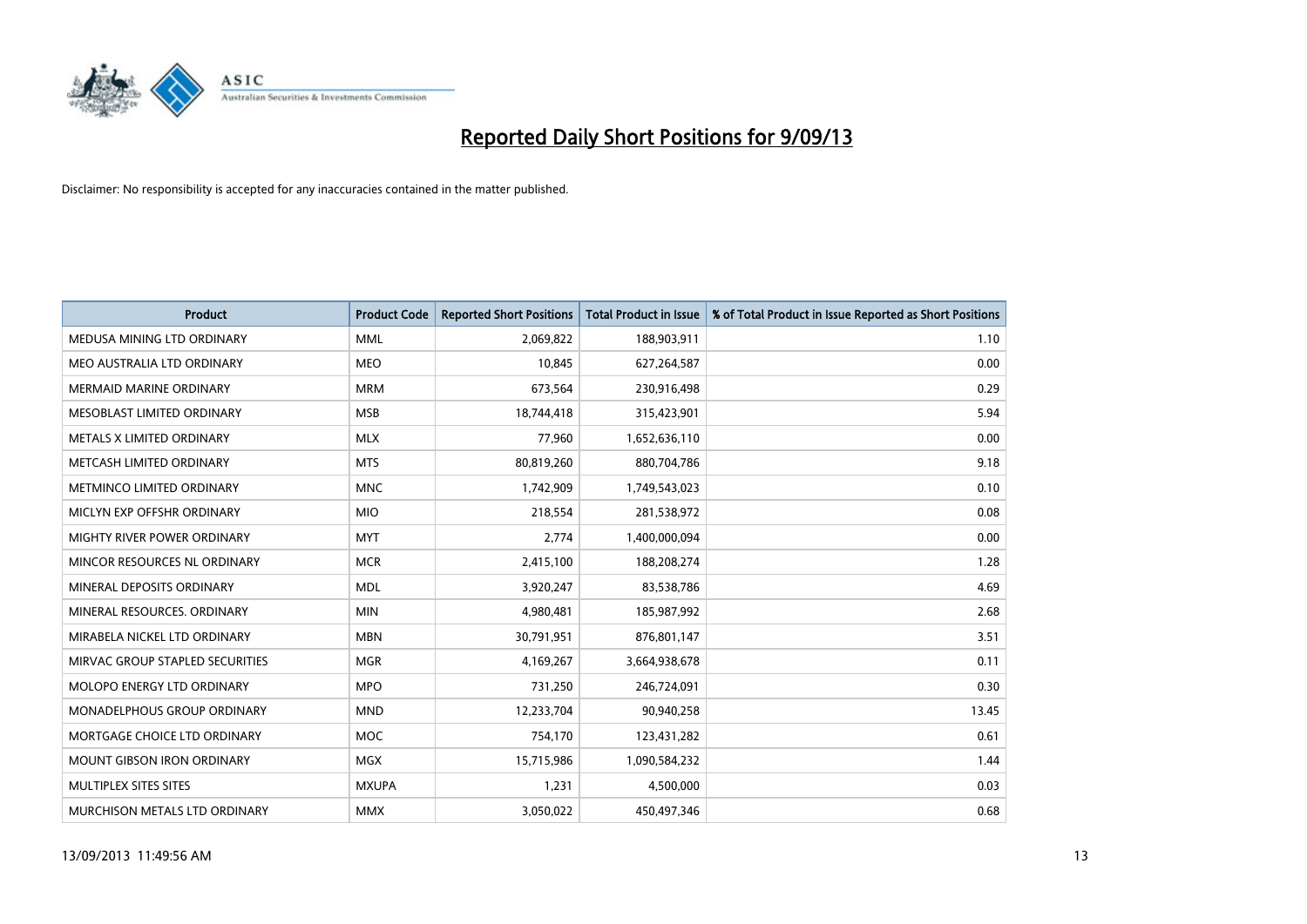# Reported Daily Short Positions for 9/09/13

Disclaimer: No responsibility is accepted for any inaccuracies contained in the matter published.

| Product | Product Code | Reported Short Positions | Total Product in Issue | % of Total Product in Issue Reported as Short Positions |
|---|---|---|---|---|
| MEDUSA MINING LTD ORDINARY | MML | 2,069,822 | 188,903,911 | 1.10 |
| MEO AUSTRALIA LTD ORDINARY | MEO | 10,845 | 627,264,587 | 0.00 |
| MERMAID MARINE ORDINARY | MRM | 673,564 | 230,916,498 | 0.29 |
| MESOBLAST LIMITED ORDINARY | MSB | 18,744,418 | 315,423,901 | 5.94 |
| METALS X LIMITED ORDINARY | MLX | 77,960 | 1,652,636,110 | 0.00 |
| METCASH LIMITED ORDINARY | MTS | 80,819,260 | 880,704,786 | 9.18 |
| METMINCO LIMITED ORDINARY | MNC | 1,742,909 | 1,749,543,023 | 0.10 |
| MICLYN EXP OFFSHR ORDINARY | MIO | 218,554 | 281,538,972 | 0.08 |
| MIGHTY RIVER POWER ORDINARY | MYT | 2,774 | 1,400,000,094 | 0.00 |
| MINCOR RESOURCES NL ORDINARY | MCR | 2,415,100 | 188,208,274 | 1.28 |
| MINERAL DEPOSITS ORDINARY | MDL | 3,920,247 | 83,538,786 | 4.69 |
| MINERAL RESOURCES. ORDINARY | MIN | 4,980,481 | 185,987,992 | 2.68 |
| MIRABELA NICKEL LTD ORDINARY | MBN | 30,791,951 | 876,801,147 | 3.51 |
| MIRVAC GROUP STAPLED SECURITIES | MGR | 4,169,267 | 3,664,938,678 | 0.11 |
| MOLOPO ENERGY LTD ORDINARY | MPO | 731,250 | 246,724,091 | 0.30 |
| MONADELPHOUS GROUP ORDINARY | MND | 12,233,704 | 90,940,258 | 13.45 |
| MORTGAGE CHOICE LTD ORDINARY | MOC | 754,170 | 123,431,282 | 0.61 |
| MOUNT GIBSON IRON ORDINARY | MGX | 15,715,986 | 1,090,584,232 | 1.44 |
| MULTIPLEX SITES SITES | MXUPA | 1,231 | 4,500,000 | 0.03 |
| MURCHISON METALS LTD ORDINARY | MMX | 3,050,022 | 450,497,346 | 0.68 |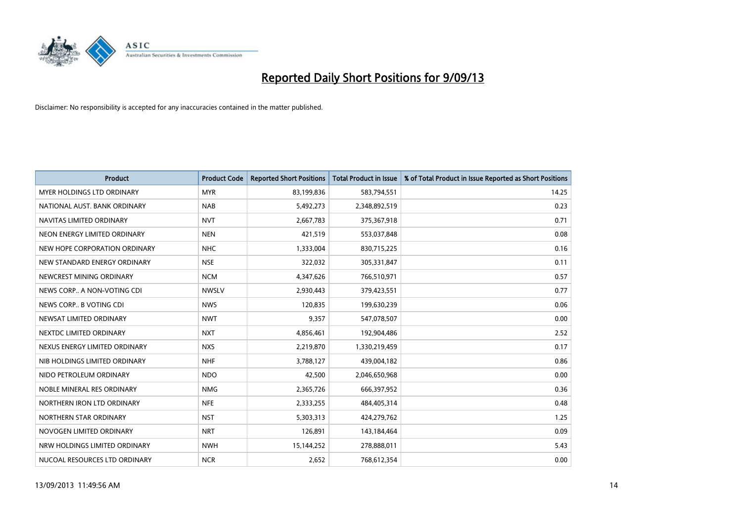# Reported Daily Short Positions for 9/09/13

Disclaimer: No responsibility is accepted for any inaccuracies contained in the matter published.

| Product | Product Code | Reported Short Positions | Total Product in Issue | % of Total Product in Issue Reported as Short Positions |
|---|---|---|---|---|
| MYER HOLDINGS LTD ORDINARY | MYR | 83,199,836 | 583,794,551 | 14.25 |
| NATIONAL AUST. BANK ORDINARY | NAB | 5,492,273 | 2,348,892,519 | 0.23 |
| NAVITAS LIMITED ORDINARY | NVT | 2,667,783 | 375,367,918 | 0.71 |
| NEON ENERGY LIMITED ORDINARY | NEN | 421,519 | 553,037,848 | 0.08 |
| NEW HOPE CORPORATION ORDINARY | NHC | 1,333,004 | 830,715,225 | 0.16 |
| NEW STANDARD ENERGY ORDINARY | NSE | 322,032 | 305,331,847 | 0.11 |
| NEWCREST MINING ORDINARY | NCM | 4,347,626 | 766,510,971 | 0.57 |
| NEWS CORP.. A NON-VOTING CDI | NWSLV | 2,930,443 | 379,423,551 | 0.77 |
| NEWS CORP.. B VOTING CDI | NWS | 120,835 | 199,630,239 | 0.06 |
| NEWSAT LIMITED ORDINARY | NWT | 9,357 | 547,078,507 | 0.00 |
| NEXTDC LIMITED ORDINARY | NXT | 4,856,461 | 192,904,486 | 2.52 |
| NEXUS ENERGY LIMITED ORDINARY | NXS | 2,219,870 | 1,330,219,459 | 0.17 |
| NIB HOLDINGS LIMITED ORDINARY | NHF | 3,788,127 | 439,004,182 | 0.86 |
| NIDO PETROLEUM ORDINARY | NDO | 42,500 | 2,046,650,968 | 0.00 |
| NOBLE MINERAL RES ORDINARY | NMG | 2,365,726 | 666,397,952 | 0.36 |
| NORTHERN IRON LTD ORDINARY | NFE | 2,333,255 | 484,405,314 | 0.48 |
| NORTHERN STAR ORDINARY | NST | 5,303,313 | 424,279,762 | 1.25 |
| NOVOGEN LIMITED ORDINARY | NRT | 126,891 | 143,184,464 | 0.09 |
| NRW HOLDINGS LIMITED ORDINARY | NWH | 15,144,252 | 278,888,011 | 5.43 |
| NUCOAL RESOURCES LTD ORDINARY | NCR | 2,652 | 768,612,354 | 0.00 |

13/09/2013 11:49:56 AM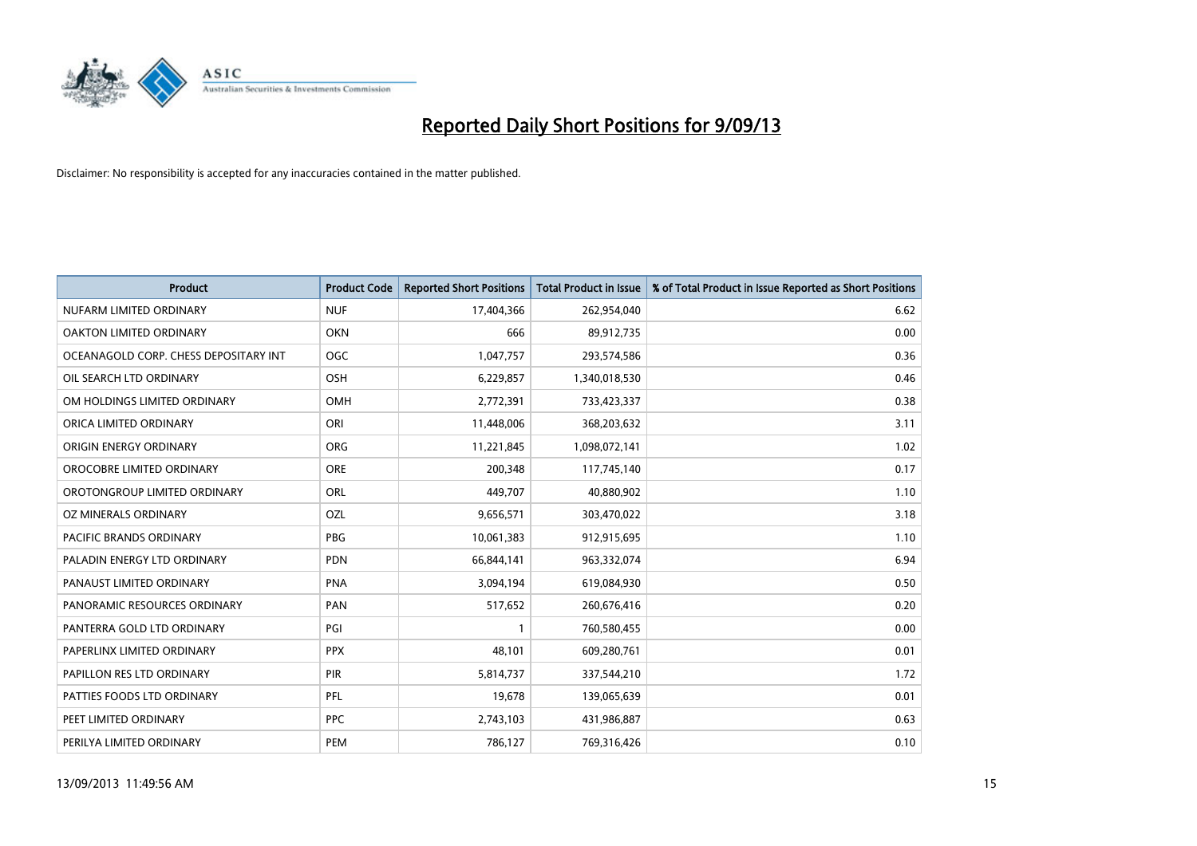# Reported Daily Short Positions for 9/09/13

Disclaimer: No responsibility is accepted for any inaccuracies contained in the matter published.

| Product | Product Code | Reported Short Positions | Total Product in Issue | % of Total Product in Issue Reported as Short Positions |
|---|---|---|---|---|
| NUFARM LIMITED ORDINARY | NUF | 17,404,366 | 262,954,040 | 6.62 |
| OAKTON LIMITED ORDINARY | OKN | 666 | 89,912,735 | 0.00 |
| OCEANAGOLD CORP. CHESS DEPOSITARY INT | OGC | 1,047,757 | 293,574,586 | 0.36 |
| OIL SEARCH LTD ORDINARY | OSH | 6,229,857 | 1,340,018,530 | 0.46 |
| OM HOLDINGS LIMITED ORDINARY | OMH | 2,772,391 | 733,423,337 | 0.38 |
| ORICA LIMITED ORDINARY | ORI | 11,448,006 | 368,203,632 | 3.11 |
| ORIGIN ENERGY ORDINARY | ORG | 11,221,845 | 1,098,072,141 | 1.02 |
| OROCOBRE LIMITED ORDINARY | ORE | 200,348 | 117,745,140 | 0.17 |
| OROTONGROUP LIMITED ORDINARY | ORL | 449,707 | 40,880,902 | 1.10 |
| OZ MINERALS ORDINARY | OZL | 9,656,571 | 303,470,022 | 3.18 |
| PACIFIC BRANDS ORDINARY | PBG | 10,061,383 | 912,915,695 | 1.10 |
| PALADIN ENERGY LTD ORDINARY | PDN | 66,844,141 | 963,332,074 | 6.94 |
| PANAUST LIMITED ORDINARY | PNA | 3,094,194 | 619,084,930 | 0.50 |
| PANORAMIC RESOURCES ORDINARY | PAN | 517,652 | 260,676,416 | 0.20 |
| PANTERRA GOLD LTD ORDINARY | PGI | 1 | 760,580,455 | 0.00 |
| PAPERLINX LIMITED ORDINARY | PPX | 48,101 | 609,280,761 | 0.01 |
| PAPILLON RES LTD ORDINARY | PIR | 5,814,737 | 337,544,210 | 1.72 |
| PATTIES FOODS LTD ORDINARY | PFL | 19,678 | 139,065,639 | 0.01 |
| PEET LIMITED ORDINARY | PPC | 2,743,103 | 431,986,887 | 0.63 |
| PERILYA LIMITED ORDINARY | PEM | 786,127 | 769,316,426 | 0.10 |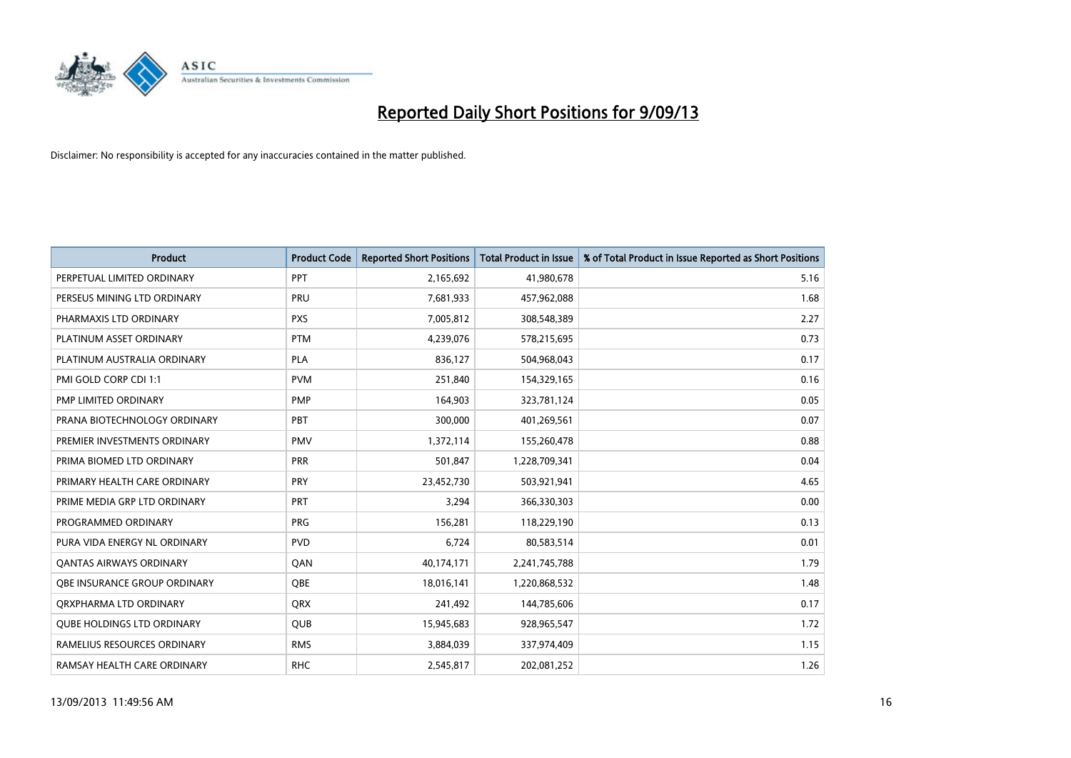# Reported Daily Short Positions for 9/09/13

Disclaimer: No responsibility is accepted for any inaccuracies contained in the matter published.

| Product | Product Code | Reported Short Positions | Total Product in Issue | % of Total Product in Issue Reported as Short Positions |
|---|---|---|---|---|
| PERPETUAL LIMITED ORDINARY | PPT | 2,165,692 | 41,980,678 | 5.16 |
| PERSEUS MINING LTD ORDINARY | PRU | 7,681,933 | 457,962,088 | 1.68 |
| PHARMAXIS LTD ORDINARY | PXS | 7,005,812 | 308,548,389 | 2.27 |
| PLATINUM ASSET ORDINARY | PTM | 4,239,076 | 578,215,695 | 0.73 |
| PLATINUM AUSTRALIA ORDINARY | PLA | 836,127 | 504,968,043 | 0.17 |
| PMI GOLD CORP CDI 1:1 | PVM | 251,840 | 154,329,165 | 0.16 |
| PMP LIMITED ORDINARY | PMP | 164,903 | 323,781,124 | 0.05 |
| PRANA BIOTECHNOLOGY ORDINARY | PBT | 300,000 | 401,269,561 | 0.07 |
| PREMIER INVESTMENTS ORDINARY | PMV | 1,372,114 | 155,260,478 | 0.88 |
| PRIMA BIOMED LTD ORDINARY | PRR | 501,847 | 1,228,709,341 | 0.04 |
| PRIMARY HEALTH CARE ORDINARY | PRY | 23,452,730 | 503,921,941 | 4.65 |
| PRIME MEDIA GRP LTD ORDINARY | PRT | 3,294 | 366,330,303 | 0.00 |
| PROGRAMMED ORDINARY | PRG | 156,281 | 118,229,190 | 0.13 |
| PURA VIDA ENERGY NL ORDINARY | PVD | 6,724 | 80,583,514 | 0.01 |
| QANTAS AIRWAYS ORDINARY | QAN | 40,174,171 | 2,241,745,788 | 1.79 |
| QBE INSURANCE GROUP ORDINARY | QBE | 18,016,141 | 1,220,868,532 | 1.48 |
| QRXPHARMA LTD ORDINARY | QRX | 241,492 | 144,785,606 | 0.17 |
| QUBE HOLDINGS LTD ORDINARY | QUB | 15,945,683 | 928,965,547 | 1.72 |
| RAMELIUS RESOURCES ORDINARY | RMS | 3,884,039 | 337,974,409 | 1.15 |
| RAMSAY HEALTH CARE ORDINARY | RHC | 2,545,817 | 202,081,252 | 1.26 |

13/09/2013 11:49:56 AM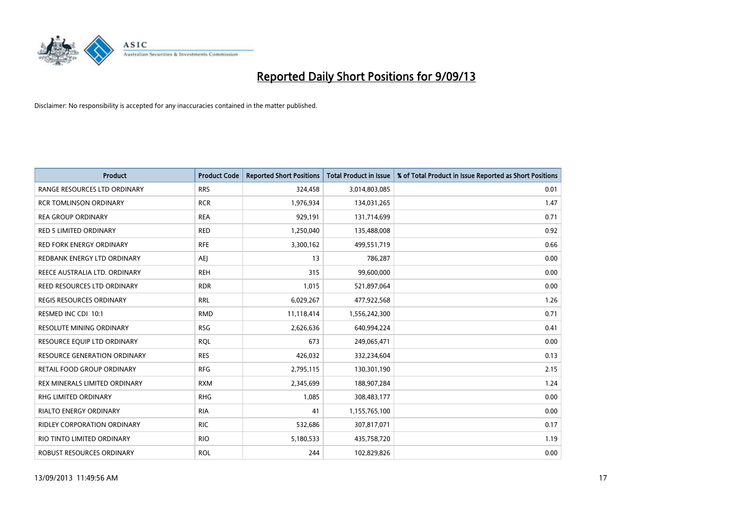# Reported Daily Short Positions for 9/09/13

Disclaimer: No responsibility is accepted for any inaccuracies contained in the matter published.

| Product | Product Code | Reported Short Positions | Total Product in Issue | % of Total Product in Issue Reported as Short Positions |
|---|---|---|---|---|
| RANGE RESOURCES LTD ORDINARY | RRS | 324,458 | 3,014,803,085 | 0.01 |
| RCR TOMLINSON ORDINARY | RCR | 1,976,934 | 134,031,265 | 1.47 |
| REA GROUP ORDINARY | REA | 929,191 | 131,714,699 | 0.71 |
| RED 5 LIMITED ORDINARY | RED | 1,250,040 | 135,488,008 | 0.92 |
| RED FORK ENERGY ORDINARY | RFE | 3,300,162 | 499,551,719 | 0.66 |
| REDBANK ENERGY LTD ORDINARY | AEJ | 13 | 786,287 | 0.00 |
| REECE AUSTRALIA LTD. ORDINARY | REH | 315 | 99,600,000 | 0.00 |
| REED RESOURCES LTD ORDINARY | RDR | 1,015 | 521,897,064 | 0.00 |
| REGIS RESOURCES ORDINARY | RRL | 6,029,267 | 477,922,568 | 1.26 |
| RESMED INC CDI 10:1 | RMD | 11,118,414 | 1,556,242,300 | 0.71 |
| RESOLUTE MINING ORDINARY | RSG | 2,626,636 | 640,994,224 | 0.41 |
| RESOURCE EQUIP LTD ORDINARY | RQL | 673 | 249,065,471 | 0.00 |
| RESOURCE GENERATION ORDINARY | RES | 426,032 | 332,234,604 | 0.13 |
| RETAIL FOOD GROUP ORDINARY | RFG | 2,795,115 | 130,301,190 | 2.15 |
| REX MINERALS LIMITED ORDINARY | RXM | 2,345,699 | 188,907,284 | 1.24 |
| RHG LIMITED ORDINARY | RHG | 1,085 | 308,483,177 | 0.00 |
| RIALTO ENERGY ORDINARY | RIA | 41 | 1,155,765,100 | 0.00 |
| RIDLEY CORPORATION ORDINARY | RIC | 532,686 | 307,817,071 | 0.17 |
| RIO TINTO LIMITED ORDINARY | RIO | 5,180,533 | 435,758,720 | 1.19 |
| ROBUST RESOURCES ORDINARY | ROL | 244 | 102,829,826 | 0.00 |

13/09/2013 11:49:56 AM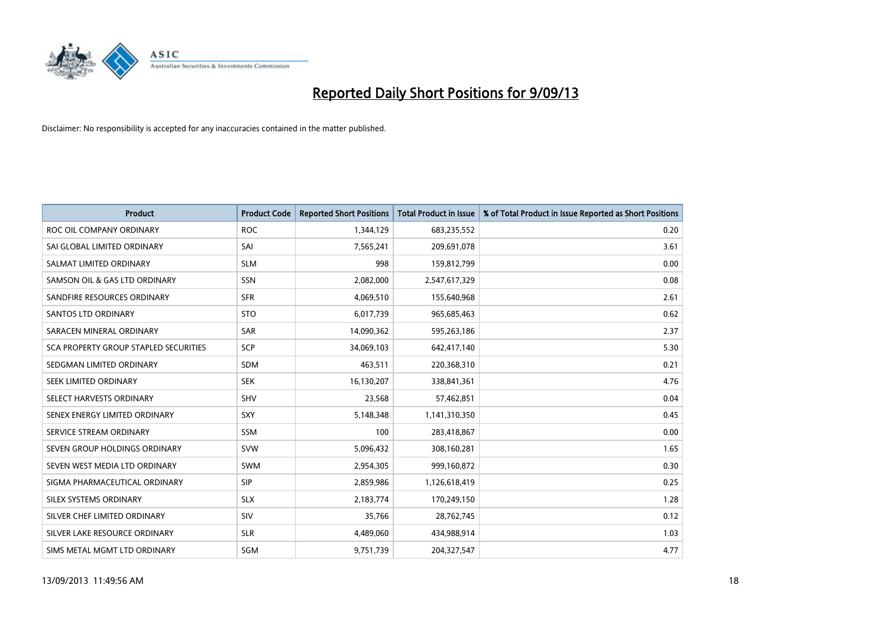# Reported Daily Short Positions for 9/09/13

Disclaimer: No responsibility is accepted for any inaccuracies contained in the matter published.

| Product | Product Code | Reported Short Positions | Total Product in Issue | % of Total Product in Issue Reported as Short Positions |
|---|---|---|---|---|
| ROC OIL COMPANY ORDINARY | ROC | 1,344,129 | 683,235,552 | 0.20 |
| SAI GLOBAL LIMITED ORDINARY | SAI | 7,565,241 | 209,691,078 | 3.61 |
| SALMAT LIMITED ORDINARY | SLM | 998 | 159,812,799 | 0.00 |
| SAMSON OIL & GAS LTD ORDINARY | SSN | 2,082,000 | 2,547,617,329 | 0.08 |
| SANDFIRE RESOURCES ORDINARY | SFR | 4,069,510 | 155,640,968 | 2.61 |
| SANTOS LTD ORDINARY | STO | 6,017,739 | 965,685,463 | 0.62 |
| SARACEN MINERAL ORDINARY | SAR | 14,090,362 | 595,263,186 | 2.37 |
| SCA PROPERTY GROUP STAPLED SECURITIES | SCP | 34,069,103 | 642,417,140 | 5.30 |
| SEDGMAN LIMITED ORDINARY | SDM | 463,511 | 220,368,310 | 0.21 |
| SEEK LIMITED ORDINARY | SEK | 16,130,207 | 338,841,361 | 4.76 |
| SELECT HARVESTS ORDINARY | SHV | 23,568 | 57,462,851 | 0.04 |
| SENEX ENERGY LIMITED ORDINARY | SXY | 5,148,348 | 1,141,310,350 | 0.45 |
| SERVICE STREAM ORDINARY | SSM | 100 | 283,418,867 | 0.00 |
| SEVEN GROUP HOLDINGS ORDINARY | SVW | 5,096,432 | 308,160,281 | 1.65 |
| SEVEN WEST MEDIA LTD ORDINARY | SWM | 2,954,305 | 999,160,872 | 0.30 |
| SIGMA PHARMACEUTICAL ORDINARY | SIP | 2,859,986 | 1,126,618,419 | 0.25 |
| SILEX SYSTEMS ORDINARY | SLX | 2,183,774 | 170,249,150 | 1.28 |
| SILVER CHEF LIMITED ORDINARY | SIV | 35,766 | 28,762,745 | 0.12 |
| SILVER LAKE RESOURCE ORDINARY | SLR | 4,489,060 | 434,988,914 | 1.03 |
| SIMS METAL MGMT LTD ORDINARY | SGM | 9,751,739 | 204,327,547 | 4.77 |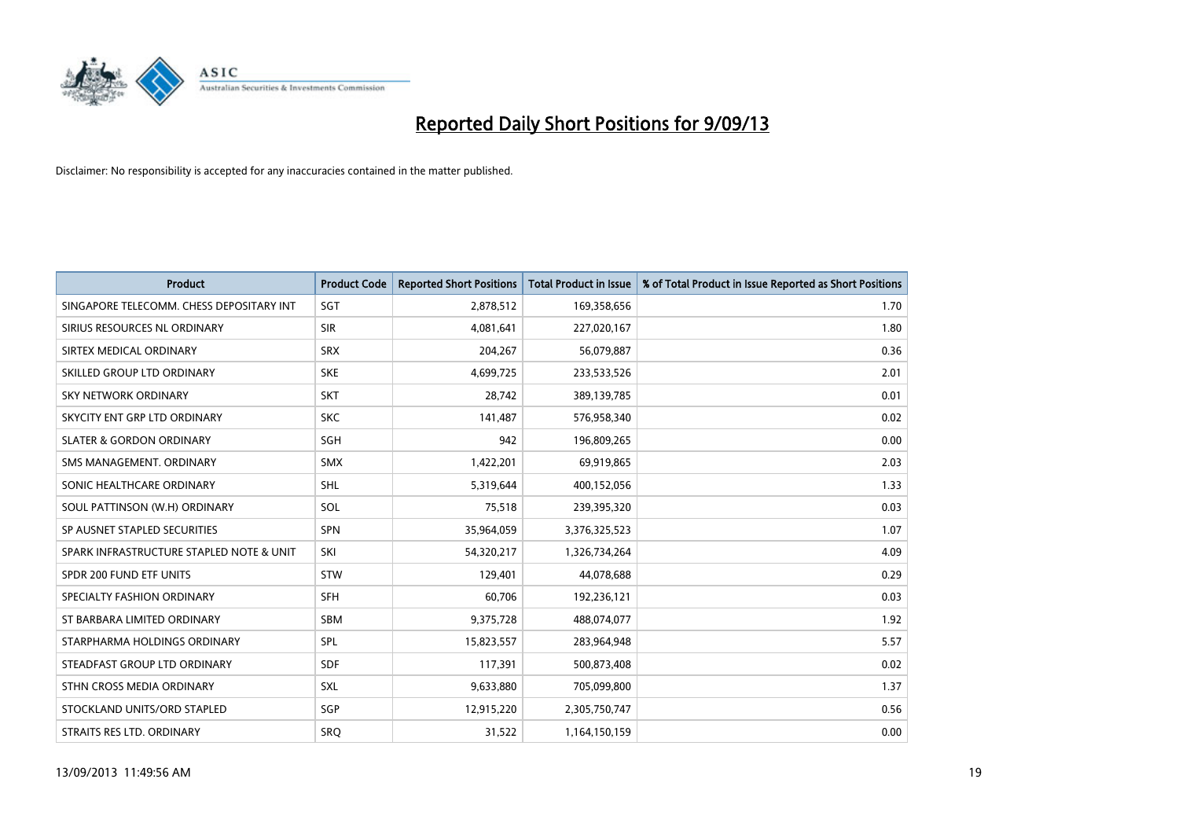# Reported Daily Short Positions for 9/09/13

Disclaimer: No responsibility is accepted for any inaccuracies contained in the matter published.

| Product | Product Code | Reported Short Positions | Total Product in Issue | % of Total Product in Issue Reported as Short Positions |
|---|---|---|---|---|
| SINGAPORE TELECOMM. CHESS DEPOSITARY INT | SGT | 2,878,512 | 169,358,656 | 1.70 |
| SIRIUS RESOURCES NL ORDINARY | SIR | 4,081,641 | 227,020,167 | 1.80 |
| SIRTEX MEDICAL ORDINARY | SRX | 204,267 | 56,079,887 | 0.36 |
| SKILLED GROUP LTD ORDINARY | SKE | 4,699,725 | 233,533,526 | 2.01 |
| SKY NETWORK ORDINARY | SKT | 28,742 | 389,139,785 | 0.01 |
| SKYCITY ENT GRP LTD ORDINARY | SKC | 141,487 | 576,958,340 | 0.02 |
| SLATER & GORDON ORDINARY | SGH | 942 | 196,809,265 | 0.00 |
| SMS MANAGEMENT. ORDINARY | SMX | 1,422,201 | 69,919,865 | 2.03 |
| SONIC HEALTHCARE ORDINARY | SHL | 5,319,644 | 400,152,056 | 1.33 |
| SOUL PATTINSON (W.H) ORDINARY | SOL | 75,518 | 239,395,320 | 0.03 |
| SP AUSNET STAPLED SECURITIES | SPN | 35,964,059 | 3,376,325,523 | 1.07 |
| SPARK INFRASTRUCTURE STAPLED NOTE & UNIT | SKI | 54,320,217 | 1,326,734,264 | 4.09 |
| SPDR 200 FUND ETF UNITS | STW | 129,401 | 44,078,688 | 0.29 |
| SPECIALTY FASHION ORDINARY | SFH | 60,706 | 192,236,121 | 0.03 |
| ST BARBARA LIMITED ORDINARY | SBM | 9,375,728 | 488,074,077 | 1.92 |
| STARPHARMA HOLDINGS ORDINARY | SPL | 15,823,557 | 283,964,948 | 5.57 |
| STEADFAST GROUP LTD ORDINARY | SDF | 117,391 | 500,873,408 | 0.02 |
| STHN CROSS MEDIA ORDINARY | SXL | 9,633,880 | 705,099,800 | 1.37 |
| STOCKLAND UNITS/ORD STAPLED | SGP | 12,915,220 | 2,305,750,747 | 0.56 |
| STRAITS RES LTD. ORDINARY | SRQ | 31,522 | 1,164,150,159 | 0.00 |

13/09/2013 11:49:56 AM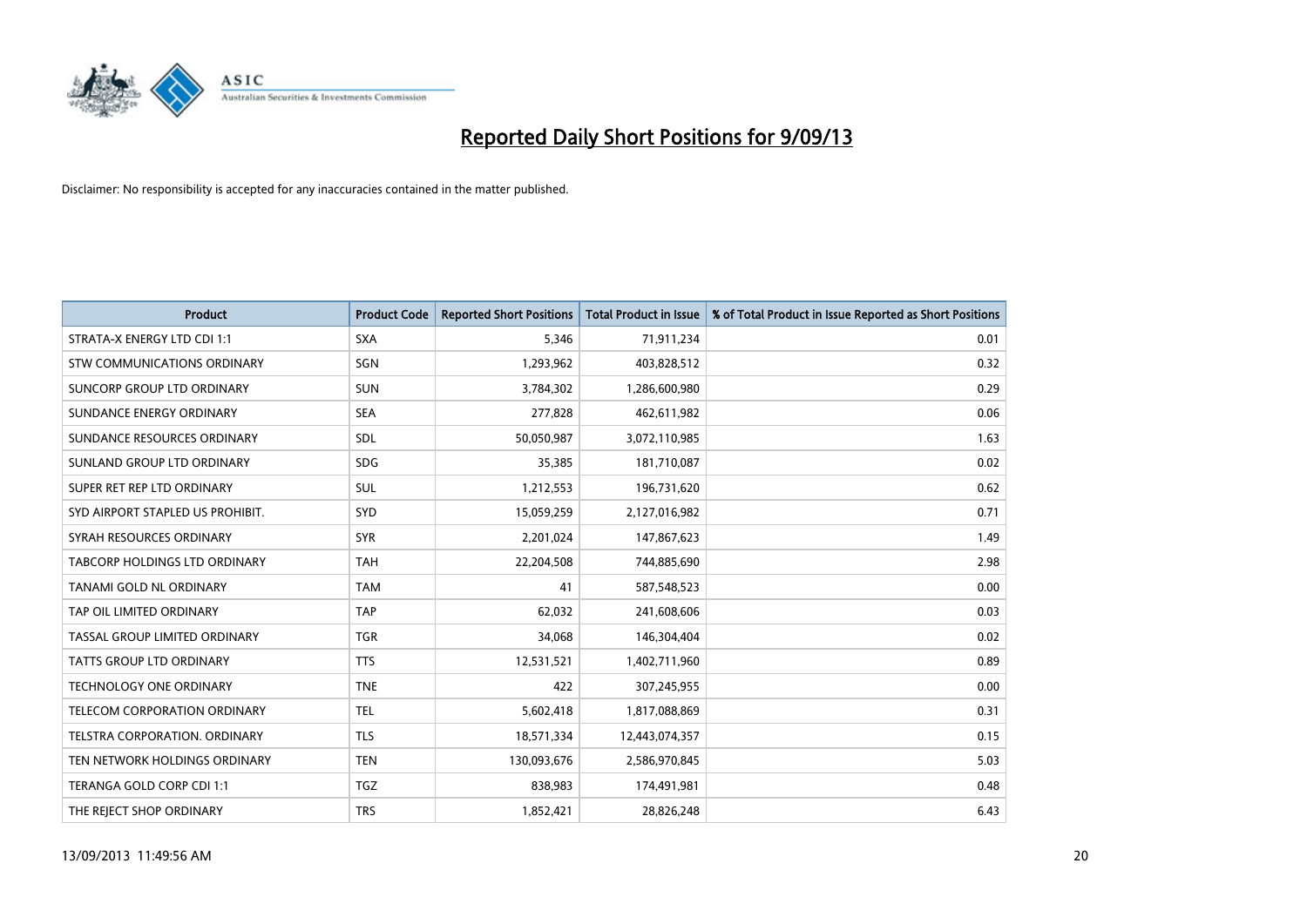# Reported Daily Short Positions for 9/09/13

Disclaimer: No responsibility is accepted for any inaccuracies contained in the matter published.

| Product | Product Code | Reported Short Positions | Total Product in Issue | % of Total Product in Issue Reported as Short Positions |
|---|---|---|---|---|
| STRATA-X ENERGY LTD CDI 1:1 | SXA | 5,346 | 71,911,234 | 0.01 |
| STW COMMUNICATIONS ORDINARY | SGN | 1,293,962 | 403,828,512 | 0.32 |
| SUNCORP GROUP LTD ORDINARY | SUN | 3,784,302 | 1,286,600,980 | 0.29 |
| SUNDANCE ENERGY ORDINARY | SEA | 277,828 | 462,611,982 | 0.06 |
| SUNDANCE RESOURCES ORDINARY | SDL | 50,050,987 | 3,072,110,985 | 1.63 |
| SUNLAND GROUP LTD ORDINARY | SDG | 35,385 | 181,710,087 | 0.02 |
| SUPER RET REP LTD ORDINARY | SUL | 1,212,553 | 196,731,620 | 0.62 |
| SYD AIRPORT STAPLED US PROHIBIT. | SYD | 15,059,259 | 2,127,016,982 | 0.71 |
| SYRAH RESOURCES ORDINARY | SYR | 2,201,024 | 147,867,623 | 1.49 |
| TABCORP HOLDINGS LTD ORDINARY | TAH | 22,204,508 | 744,885,690 | 2.98 |
| TANAMI GOLD NL ORDINARY | TAM | 41 | 587,548,523 | 0.00 |
| TAP OIL LIMITED ORDINARY | TAP | 62,032 | 241,608,606 | 0.03 |
| TASSAL GROUP LIMITED ORDINARY | TGR | 34,068 | 146,304,404 | 0.02 |
| TATTS GROUP LTD ORDINARY | TTS | 12,531,521 | 1,402,711,960 | 0.89 |
| TECHNOLOGY ONE ORDINARY | TNE | 422 | 307,245,955 | 0.00 |
| TELECOM CORPORATION ORDINARY | TEL | 5,602,418 | 1,817,088,869 | 0.31 |
| TELSTRA CORPORATION. ORDINARY | TLS | 18,571,334 | 12,443,074,357 | 0.15 |
| TEN NETWORK HOLDINGS ORDINARY | TEN | 130,093,676 | 2,586,970,845 | 5.03 |
| TERANGA GOLD CORP CDI 1:1 | TGZ | 838,983 | 174,491,981 | 0.48 |
| THE REJECT SHOP ORDINARY | TRS | 1,852,421 | 28,826,248 | 6.43 |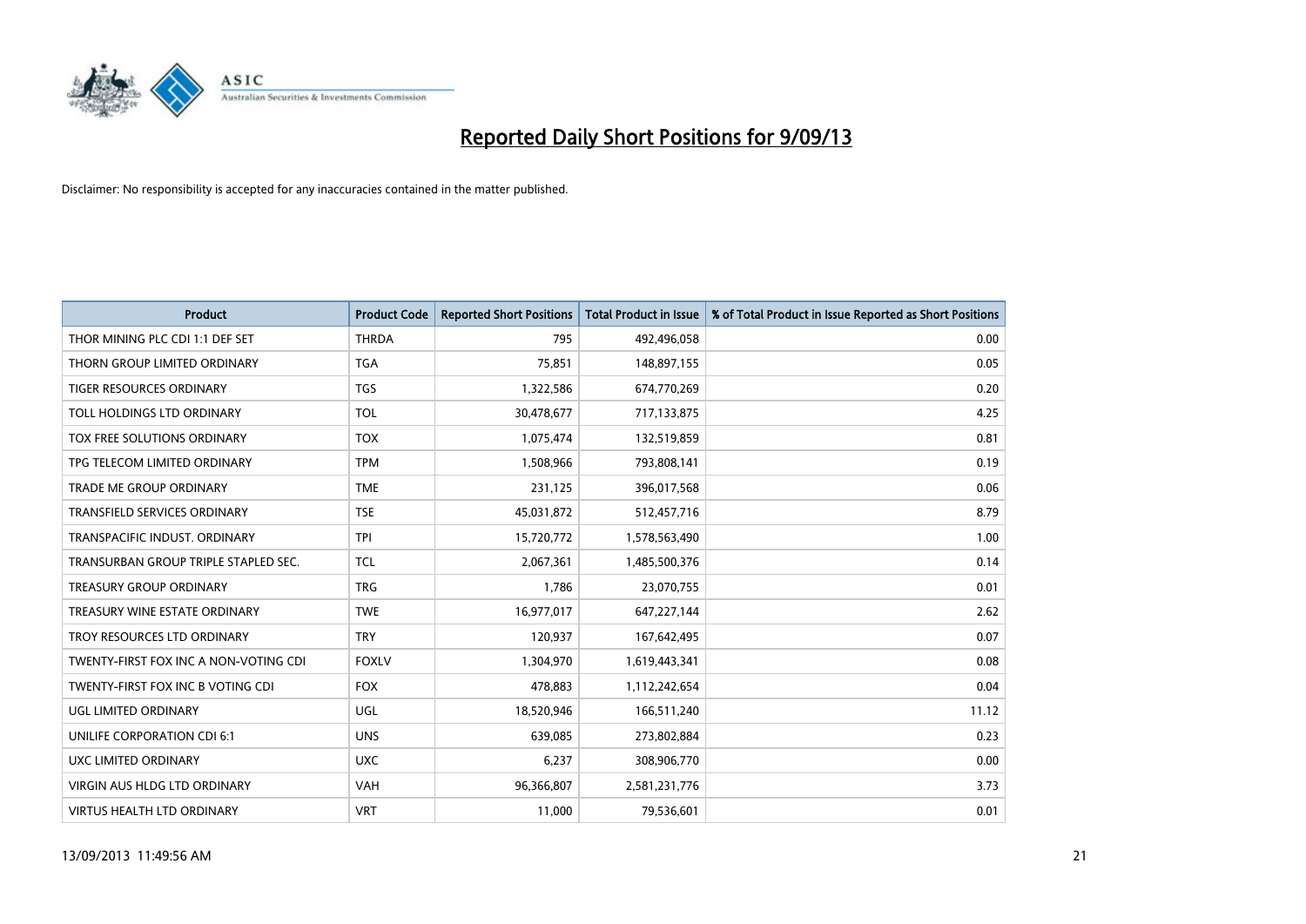# Reported Daily Short Positions for 9/09/13

Disclaimer: No responsibility is accepted for any inaccuracies contained in the matter published.

| Product | Product Code | Reported Short Positions | Total Product in Issue | % of Total Product in Issue Reported as Short Positions |
|---|---|---|---|---|
| THOR MINING PLC CDI 1:1 DEF SET | THRDA | 795 | 492,496,058 | 0.00 |
| THORN GROUP LIMITED ORDINARY | TGA | 75,851 | 148,897,155 | 0.05 |
| TIGER RESOURCES ORDINARY | TGS | 1,322,586 | 674,770,269 | 0.20 |
| TOLL HOLDINGS LTD ORDINARY | TOL | 30,478,677 | 717,133,875 | 4.25 |
| TOX FREE SOLUTIONS ORDINARY | TOX | 1,075,474 | 132,519,859 | 0.81 |
| TPG TELECOM LIMITED ORDINARY | TPM | 1,508,966 | 793,808,141 | 0.19 |
| TRADE ME GROUP ORDINARY | TME | 231,125 | 396,017,568 | 0.06 |
| TRANSFIELD SERVICES ORDINARY | TSE | 45,031,872 | 512,457,716 | 8.79 |
| TRANSPACIFIC INDUST. ORDINARY | TPI | 15,720,772 | 1,578,563,490 | 1.00 |
| TRANSURBAN GROUP TRIPLE STAPLED SEC. | TCL | 2,067,361 | 1,485,500,376 | 0.14 |
| TREASURY GROUP ORDINARY | TRG | 1,786 | 23,070,755 | 0.01 |
| TREASURY WINE ESTATE ORDINARY | TWE | 16,977,017 | 647,227,144 | 2.62 |
| TROY RESOURCES LTD ORDINARY | TRY | 120,937 | 167,642,495 | 0.07 |
| TWENTY-FIRST FOX INC A NON-VOTING CDI | FOXLV | 1,304,970 | 1,619,443,341 | 0.08 |
| TWENTY-FIRST FOX INC B VOTING CDI | FOX | 478,883 | 1,112,242,654 | 0.04 |
| UGL LIMITED ORDINARY | UGL | 18,520,946 | 166,511,240 | 11.12 |
| UNILIFE CORPORATION CDI 6:1 | UNS | 639,085 | 273,802,884 | 0.23 |
| UXC LIMITED ORDINARY | UXC | 6,237 | 308,906,770 | 0.00 |
| VIRGIN AUS HLDG LTD ORDINARY | VAH | 96,366,807 | 2,581,231,776 | 3.73 |
| VIRTUS HEALTH LTD ORDINARY | VRT | 11,000 | 79,536,601 | 0.01 |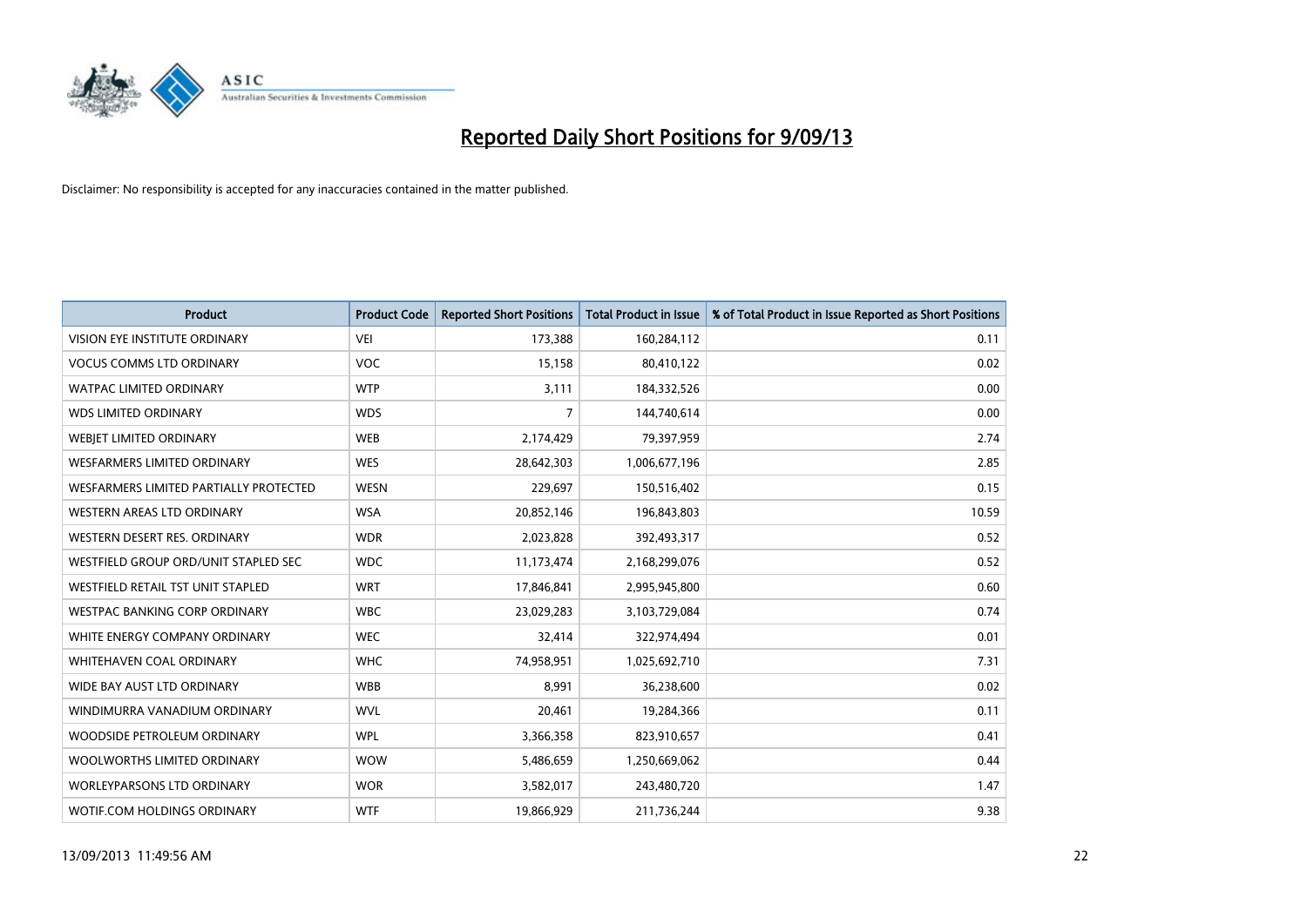# Reported Daily Short Positions for 9/09/13

Disclaimer: No responsibility is accepted for any inaccuracies contained in the matter published.

| Product | Product Code | Reported Short Positions | Total Product in Issue | % of Total Product in Issue Reported as Short Positions |
|---|---|---|---|---|
| VISION EYE INSTITUTE ORDINARY | VEI | 173,388 | 160,284,112 | 0.11 |
| VOCUS COMMS LTD ORDINARY | VOC | 15,158 | 80,410,122 | 0.02 |
| WATPAC LIMITED ORDINARY | WTP | 3,111 | 184,332,526 | 0.00 |
| WDS LIMITED ORDINARY | WDS | 7 | 144,740,614 | 0.00 |
| WEBJET LIMITED ORDINARY | WEB | 2,174,429 | 79,397,959 | 2.74 |
| WESFARMERS LIMITED ORDINARY | WES | 28,642,303 | 1,006,677,196 | 2.85 |
| WESFARMERS LIMITED PARTIALLY PROTECTED | WESN | 229,697 | 150,516,402 | 0.15 |
| WESTERN AREAS LTD ORDINARY | WSA | 20,852,146 | 196,843,803 | 10.59 |
| WESTERN DESERT RES. ORDINARY | WDR | 2,023,828 | 392,493,317 | 0.52 |
| WESTFIELD GROUP ORD/UNIT STAPLED SEC | WDC | 11,173,474 | 2,168,299,076 | 0.52 |
| WESTFIELD RETAIL TST UNIT STAPLED | WRT | 17,846,841 | 2,995,945,800 | 0.60 |
| WESTPAC BANKING CORP ORDINARY | WBC | 23,029,283 | 3,103,729,084 | 0.74 |
| WHITE ENERGY COMPANY ORDINARY | WEC | 32,414 | 322,974,494 | 0.01 |
| WHITEHAVEN COAL ORDINARY | WHC | 74,958,951 | 1,025,692,710 | 7.31 |
| WIDE BAY AUST LTD ORDINARY | WBB | 8,991 | 36,238,600 | 0.02 |
| WINDIMURRA VANADIUM ORDINARY | WVL | 20,461 | 19,284,366 | 0.11 |
| WOODSIDE PETROLEUM ORDINARY | WPL | 3,366,358 | 823,910,657 | 0.41 |
| WOOLWORTHS LIMITED ORDINARY | WOW | 5,486,659 | 1,250,669,062 | 0.44 |
| WORLEYPARSONS LTD ORDINARY | WOR | 3,582,017 | 243,480,720 | 1.47 |
| WOTIF.COM HOLDINGS ORDINARY | WTF | 19,866,929 | 211,736,244 | 9.38 |

13/09/2013 11:49:56 AM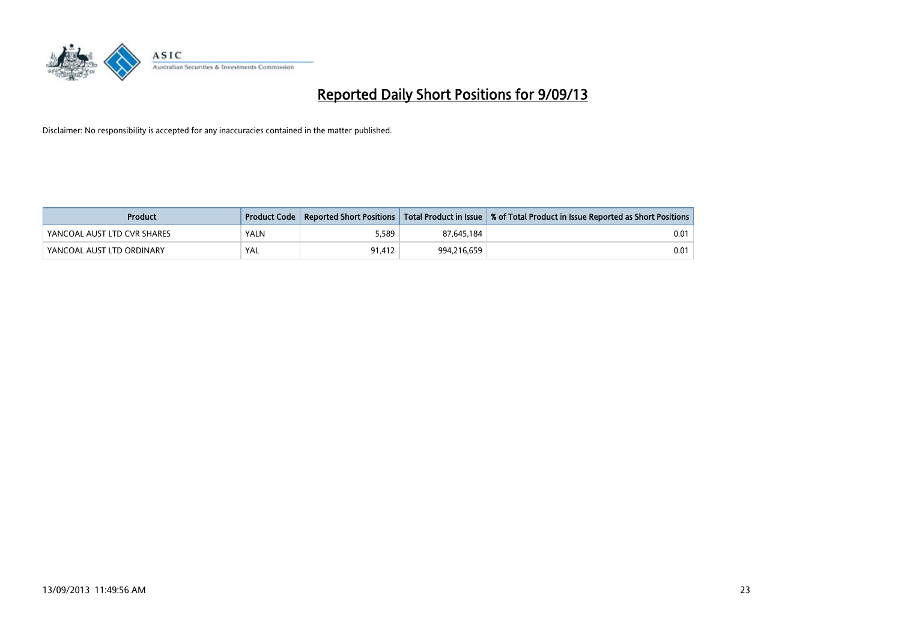# Reported Daily Short Positions for 9/09/13

Disclaimer: No responsibility is accepted for any inaccuracies contained in the matter published.

| Product | Product Code | Reported Short Positions | Total Product in Issue | % of Total Product in Issue Reported as Short Positions |
|---|---|---|---|---|
| YANCOAL AUST LTD CVR SHARES | YALN | 5,589 | 87,645,184 | 0.01 |
| YANCOAL AUST LTD ORDINARY | YAL | 91,412 | 994,216,659 | 0.01 |

13/09/2013 11:49:56 AM